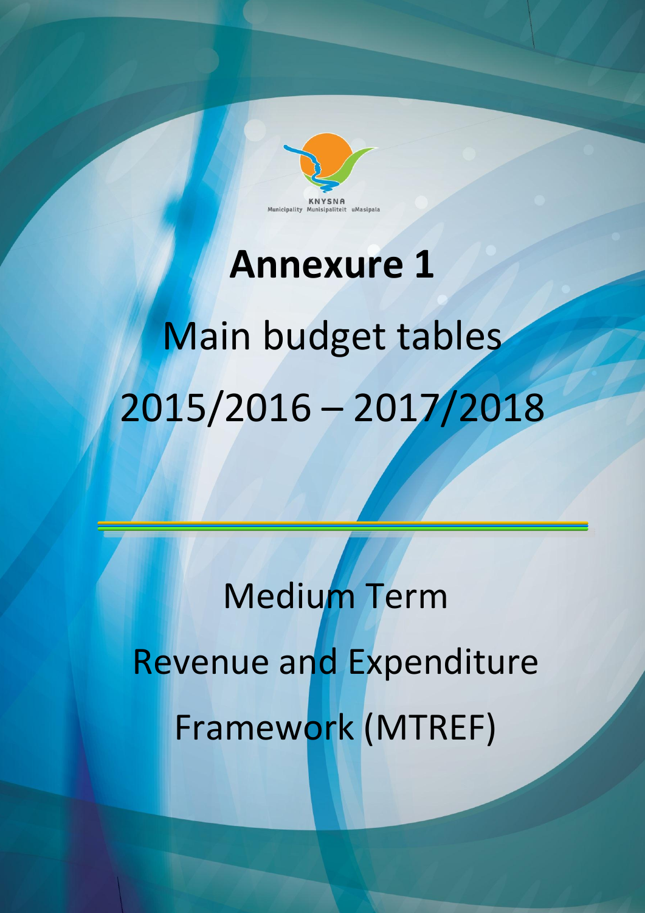KNYSNA
Municipality Munisipaliteit uMasipala

# Annexure 1

## Main budget tables

## 2015/2016 – 2017/2018

Medium Term

Revenue and Expenditure

Framework (MTREF)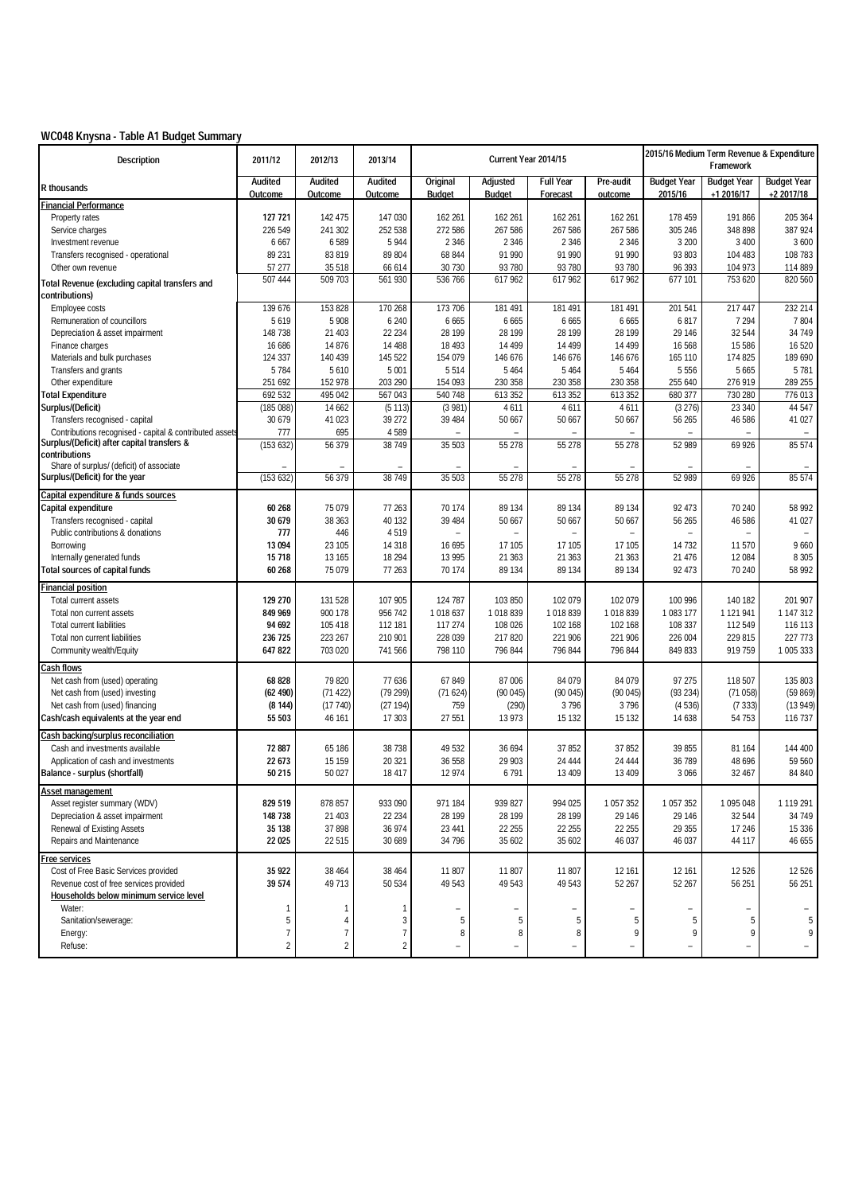## WC048 Knysna - Table A1 Budget Summary

| Description | 2011/12 | 2012/13 | 2013/14 | Current Year 2014/15 | | | | 2015/16 Medium Term Revenue & Expenditure Framework | | |
|---|---|---|---|---|---|---|---|---|---|---|
| R thousands | Audited Outcome | Audited Outcome | Audited Outcome | Original Budget | Adjusted Budget | Full Year Forecast | Pre-audit outcome | Budget Year 2015/16 | Budget Year +1 2016/17 | Budget Year +2 2017/18 |
| **Financial Performance** | | | | | | | | | | |
| Property rates | 127 721 | 142 475 | 147 030 | 162 261 | 162 261 | 162 261 | 162 261 | 178 459 | 191 866 | 205 364 |
| Service charges | 226 549 | 241 302 | 252 538 | 272 586 | 267 586 | 267 586 | 267 586 | 305 246 | 348 898 | 387 924 |
| Investment revenue | 6 667 | 6 589 | 5 944 | 2 346 | 2 346 | 2 346 | 2 346 | 3 200 | 3 400 | 3 600 |
| Transfers recognised - operational | 89 231 | 83 819 | 89 804 | 68 844 | 91 990 | 91 990 | 91 990 | 93 803 | 104 483 | 108 783 |
| Other own revenue | 57 277 | 35 518 | 66 614 | 30 730 | 93 780 | 93 780 | 93 780 | 96 393 | 104 973 | 114 889 |
| **Total Revenue (excluding capital transfers and contributions)** | 507 444 | 509 703 | 561 930 | 536 766 | 617 962 | 617 962 | 617 962 | 677 101 | 753 620 | 820 560 |
| Employee costs | 139 676 | 153 828 | 170 268 | 173 706 | 181 491 | 181 491 | 181 491 | 201 541 | 217 447 | 232 214 |
| Remuneration of councillors | 5 619 | 5 908 | 6 240 | 6 665 | 6 665 | 6 665 | 6 665 | 6 817 | 7 294 | 7 804 |
| Depreciation & asset impairment | 148 738 | 21 403 | 22 234 | 28 199 | 28 199 | 28 199 | 28 199 | 29 146 | 32 544 | 34 749 |
| Finance charges | 16 686 | 14 876 | 14 488 | 18 493 | 14 499 | 14 499 | 14 499 | 16 568 | 15 586 | 16 520 |
| Materials and bulk purchases | 124 337 | 140 439 | 145 522 | 154 079 | 146 676 | 146 676 | 146 676 | 165 110 | 174 825 | 189 690 |
| Transfers and grants | 5 784 | 5 610 | 5 001 | 5 514 | 5 464 | 5 464 | 5 464 | 5 556 | 5 665 | 5 781 |
| Other expenditure | 251 692 | 152 978 | 203 290 | 154 093 | 230 358 | 230 358 | 230 358 | 255 640 | 276 919 | 289 255 |
| **Total Expenditure** | 692 532 | 495 042 | 567 043 | 540 748 | 613 352 | 613 352 | 613 352 | 680 377 | 730 280 | 776 013 |
| **Surplus/(Deficit)** | (185 088) | 14 662 | (5 113) | (3 981) | 4 611 | 4 611 | 4 611 | (3 276) | 23 340 | 44 547 |
| Transfers recognised - capital | 30 679 | 41 023 | 39 272 | 39 484 | 50 667 | 50 667 | 50 667 | 56 265 | 46 586 | 41 027 |
| Contributions recognised - capital & contributed assets | 777 | 695 | 4 589 | – | – | – | – | – | – | – |
| **Surplus/(Deficit) after capital transfers & contributions** | (153 632) | 56 379 | 38 749 | 35 503 | 55 278 | 55 278 | 55 278 | 52 989 | 69 926 | 85 574 |
| Share of surplus/ (deficit) of associate | – | – | – | – | – | – | – | – | – | – |
| **Surplus/(Deficit) for the year** | (153 632) | 56 379 | 38 749 | 35 503 | 55 278 | 55 278 | 55 278 | 52 989 | 69 926 | 85 574 |
| **Capital expenditure & funds sources** | | | | | | | | | | |
| **Capital expenditure** | 60 268 | 75 079 | 77 263 | 70 174 | 89 134 | 89 134 | 89 134 | 92 473 | 70 240 | 58 992 |
| Transfers recognised - capital | 30 679 | 38 363 | 40 132 | 39 484 | 50 667 | 50 667 | 50 667 | 56 265 | 46 586 | 41 027 |
| Public contributions & donations | 777 | 446 | 4 519 | – | – | – | – | – | – | – |
| Borrowing | 13 094 | 23 105 | 14 318 | 16 695 | 17 105 | 17 105 | 17 105 | 14 732 | 11 570 | 9 660 |
| Internally generated funds | 15 718 | 13 165 | 18 294 | 13 995 | 21 363 | 21 363 | 21 363 | 21 476 | 12 084 | 8 305 |
| **Total sources of capital funds** | 60 268 | 75 079 | 77 263 | 70 174 | 89 134 | 89 134 | 89 134 | 92 473 | 70 240 | 58 992 |
| **Financial position** | | | | | | | | | | |
| Total current assets | 129 270 | 131 528 | 107 905 | 124 787 | 103 850 | 102 079 | 102 079 | 100 996 | 140 182 | 201 907 |
| Total non current assets | 849 969 | 900 178 | 956 742 | 1 018 637 | 1 018 839 | 1 018 839 | 1 018 839 | 1 083 177 | 1 121 941 | 1 147 312 |
| Total current liabilities | 94 692 | 105 418 | 112 181 | 117 274 | 108 026 | 102 168 | 102 168 | 108 337 | 112 549 | 116 113 |
| Total non current liabilities | 236 725 | 223 267 | 210 901 | 228 039 | 217 820 | 221 906 | 221 906 | 226 004 | 229 815 | 227 773 |
| Community wealth/Equity | 647 822 | 703 020 | 741 566 | 798 110 | 796 844 | 796 844 | 796 844 | 849 833 | 919 759 | 1 005 333 |
| **Cash flows** | | | | | | | | | | |
| Net cash from (used) operating | 68 828 | 79 820 | 77 636 | 67 849 | 87 006 | 84 079 | 84 079 | 97 275 | 118 507 | 135 803 |
| Net cash from (used) investing | (62 490) | (71 422) | (79 299) | (71 624) | (90 045) | (90 045) | (90 045) | (93 234) | (71 058) | (59 869) |
| Net cash from (used) financing | (8 144) | (17 740) | (27 194) | 759 | (290) | 3 796 | 3 796 | (4 536) | (7 333) | (13 949) |
| **Cash/cash equivalents at the year end** | 55 503 | 46 161 | 17 303 | 27 551 | 13 973 | 15 132 | 15 132 | 14 638 | 54 753 | 116 737 |
| **Cash backing/surplus reconciliation** | | | | | | | | | | |
| Cash and investments available | 72 887 | 65 186 | 38 738 | 49 532 | 36 694 | 37 852 | 37 852 | 39 855 | 81 164 | 144 400 |
| Application of cash and investments | 22 673 | 15 159 | 20 321 | 36 558 | 29 903 | 24 444 | 24 444 | 36 789 | 48 696 | 59 560 |
| **Balance - surplus (shortfall)** | 50 215 | 50 027 | 18 417 | 12 974 | 6 791 | 13 409 | 13 409 | 3 066 | 32 467 | 84 840 |
| **Asset management** | | | | | | | | | | |
| Asset register summary (WDV) | 829 519 | 878 857 | 933 090 | 971 184 | 939 827 | 994 025 | 1 057 352 | 1 057 352 | 1 095 048 | 1 119 291 |
| Depreciation & asset impairment | 148 738 | 21 403 | 22 234 | 28 199 | 28 199 | 28 199 | 29 146 | 29 146 | 32 544 | 34 749 |
| Renewal of Existing Assets | 35 138 | 37 898 | 36 974 | 23 441 | 22 255 | 22 255 | 22 255 | 29 355 | 17 246 | 15 336 |
| Repairs and Maintenance | 22 025 | 22 515 | 30 689 | 34 796 | 35 602 | 35 602 | 46 037 | 46 037 | 44 117 | 46 655 |
| **Free services** | | | | | | | | | | |
| Cost of Free Basic Services provided | 35 922 | 38 464 | 38 464 | 11 807 | 11 807 | 11 807 | 12 161 | 12 161 | 12 526 | 12 526 |
| Revenue cost of free services provided | 39 574 | 49 713 | 50 534 | 49 543 | 49 543 | 49 543 | 52 267 | 52 267 | 56 251 | 56 251 |
| **Households below minimum service level** | | | | | | | | | | |
| Water: | 1 | 1 | 1 | – | – | – | – | – | – | – |
| Sanitation/sewerage: | 5 | 4 | 3 | 5 | 5 | 5 | 5 | 5 | 5 | 5 |
| Energy: | 7 | 7 | 7 | 8 | 8 | 8 | 9 | 9 | 9 | 9 |
| Refuse: | 2 | 2 | 2 | – | – | – | – | – | – | – |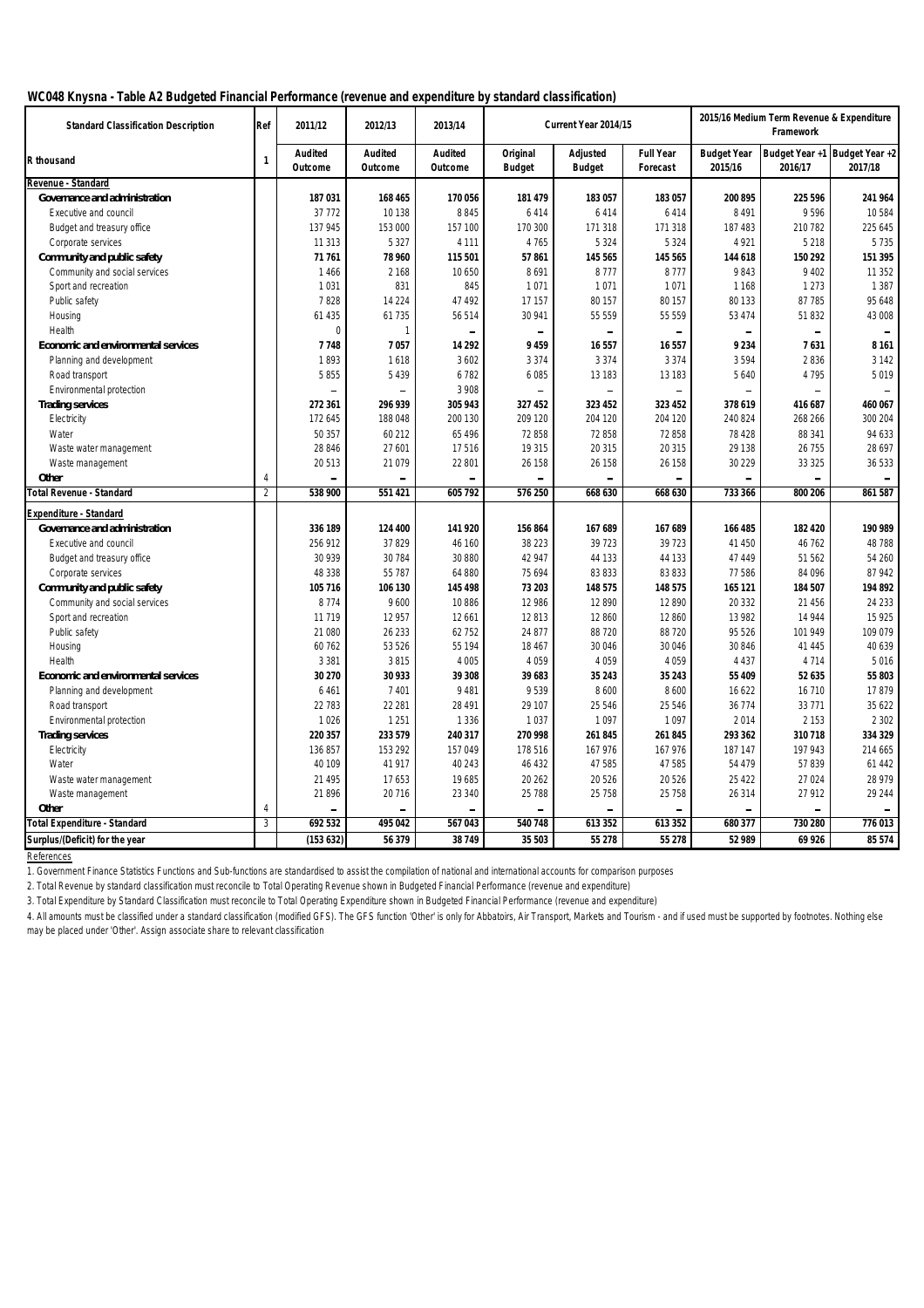**WC048 Knysna - Table A2 Budgeted Financial Performance (revenue and expenditure by standard classification)**

| Standard Classification Description | Ref | 2011/12 | 2012/13 | 2013/14 | Current Year 2014/15 | | | 2015/16 Medium Term Revenue & Expenditure Framework | | |
|---|---|---|---|---|---|---|---|---|---|---|
| R thousand | 1 | Audited Outcome | Audited Outcome | Audited Outcome | Original Budget | Adjusted Budget | Full Year Forecast | Budget Year 2015/16 | Budget Year +1 2016/17 | Budget Year +2 2017/18 |
| **Revenue - Standard** | | | | | | | | | | |
| **Governance and administration** | | **187 031** | **168 465** | **170 056** | **181 479** | **183 057** | **183 057** | **200 895** | **225 596** | **241 964** |
| Executive and council | | 37 772 | 10 138 | 8 845 | 6 414 | 6 414 | 6 414 | 8 491 | 9 596 | 10 584 |
| Budget and treasury office | | 137 945 | 153 000 | 157 100 | 170 300 | 171 318 | 171 318 | 187 483 | 210 782 | 225 645 |
| Corporate services | | 11 313 | 5 327 | 4 111 | 4 765 | 5 324 | 5 324 | 4 921 | 5 218 | 5 735 |
| **Community and public safety** | | **71 761** | **78 960** | **115 501** | **57 861** | **145 565** | **145 565** | **144 618** | **150 292** | **151 395** |
| Community and social services | | 1 466 | 2 168 | 10 650 | 8 691 | 8 777 | 8 777 | 9 843 | 9 402 | 11 352 |
| Sport and recreation | | 1 031 | 831 | 845 | 1 071 | 1 071 | 1 071 | 1 168 | 1 273 | 1 387 |
| Public safety | | 7 828 | 14 224 | 47 492 | 17 157 | 80 157 | 80 157 | 80 133 | 87 785 | 95 648 |
| Housing | | 61 435 | 61 735 | 56 514 | 30 941 | 55 559 | 55 559 | 53 474 | 51 832 | 43 008 |
| Health | | 0 | 1 | – | – | – | – | – | – | – |
| **Economic and environmental services** | | **7 748** | **7 057** | **14 292** | **9 459** | **16 557** | **16 557** | **9 234** | **7 631** | **8 161** |
| Planning and development | | 1 893 | 1 618 | 3 602 | 3 374 | 3 374 | 3 374 | 3 594 | 2 836 | 3 142 |
| Road transport | | 5 855 | 5 439 | 6 782 | 6 085 | 13 183 | 13 183 | 5 640 | 4 795 | 5 019 |
| Environmental protection | | – | – | 3 908 | – | – | – | – | – | – |
| **Trading services** | | **272 361** | **296 939** | **305 943** | **327 452** | **323 452** | **323 452** | **378 619** | **416 687** | **460 067** |
| Electricity | | 172 645 | 188 048 | 200 130 | 209 120 | 204 120 | 204 120 | 240 824 | 268 266 | 300 204 |
| Water | | 50 357 | 60 212 | 65 496 | 72 858 | 72 858 | 72 858 | 78 428 | 88 341 | 94 633 |
| Waste water management | | 28 846 | 27 601 | 17 516 | 19 315 | 20 315 | 20 315 | 29 138 | 26 755 | 28 697 |
| Waste management | | 20 513 | 21 079 | 22 801 | 26 158 | 26 158 | 26 158 | 30 229 | 33 325 | 36 533 |
| **Other** | 4 | – | – | – | – | – | – | – | – | – |
| **Total Revenue - Standard** | 2 | **538 900** | **551 421** | **605 792** | **576 250** | **668 630** | **668 630** | **733 366** | **800 206** | **861 587** |
| **Expenditure - Standard** | | | | | | | | | | |
| **Governance and administration** | | **336 189** | **124 400** | **141 920** | **156 864** | **167 689** | **167 689** | **166 485** | **182 420** | **190 989** |
| Executive and council | | 256 912 | 37 829 | 46 160 | 38 223 | 39 723 | 39 723 | 41 450 | 46 762 | 48 788 |
| Budget and treasury office | | 30 939 | 30 784 | 30 880 | 42 947 | 44 133 | 44 133 | 47 449 | 51 562 | 54 260 |
| Corporate services | | 48 338 | 55 787 | 64 880 | 75 694 | 83 833 | 83 833 | 77 586 | 84 096 | 87 942 |
| **Community and public safety** | | **105 716** | **106 130** | **145 498** | **73 203** | **148 575** | **148 575** | **165 121** | **184 507** | **194 892** |
| Community and social services | | 8 774 | 9 600 | 10 886 | 12 986 | 12 890 | 12 890 | 20 332 | 21 456 | 24 233 |
| Sport and recreation | | 11 719 | 12 957 | 12 661 | 12 813 | 12 860 | 12 860 | 13 982 | 14 944 | 15 925 |
| Public safety | | 21 080 | 26 233 | 62 752 | 24 877 | 88 720 | 88 720 | 95 526 | 101 949 | 109 079 |
| Housing | | 60 762 | 53 526 | 55 194 | 18 467 | 30 046 | 30 046 | 30 846 | 41 445 | 40 639 |
| Health | | 3 381 | 3 815 | 4 005 | 4 059 | 4 059 | 4 059 | 4 437 | 4 714 | 5 016 |
| **Economic and environmental services** | | **30 270** | **30 933** | **39 308** | **39 683** | **35 243** | **35 243** | **55 409** | **52 635** | **55 803** |
| Planning and development | | 6 461 | 7 401 | 9 481 | 9 539 | 8 600 | 8 600 | 16 622 | 16 710 | 17 879 |
| Road transport | | 22 783 | 22 281 | 28 491 | 29 107 | 25 546 | 25 546 | 36 774 | 33 771 | 35 622 |
| Environmental protection | | 1 026 | 1 251 | 1 336 | 1 037 | 1 097 | 1 097 | 2 014 | 2 153 | 2 302 |
| **Trading services** | | **220 357** | **233 579** | **240 317** | **270 998** | **261 845** | **261 845** | **293 362** | **310 718** | **334 329** |
| Electricity | | 136 857 | 153 292 | 157 049 | 178 516 | 167 976 | 167 976 | 187 147 | 197 943 | 214 665 |
| Water | | 40 109 | 41 917 | 40 243 | 46 432 | 47 585 | 47 585 | 54 479 | 57 839 | 61 442 |
| Waste water management | | 21 495 | 17 653 | 19 685 | 20 262 | 20 526 | 20 526 | 25 422 | 27 024 | 28 979 |
| Waste management | | 21 896 | 20 716 | 23 340 | 25 788 | 25 758 | 25 758 | 26 314 | 27 912 | 29 244 |
| **Other** | 4 | – | – | – | – | – | – | – | – | – |
| **Total Expenditure - Standard** | 3 | **692 532** | **495 042** | **567 043** | **540 748** | **613 352** | **613 352** | **680 377** | **730 280** | **776 013** |
| **Surplus/(Deficit) for the year** | | **(153 632)** | **56 379** | **38 749** | **35 503** | **55 278** | **55 278** | **52 989** | **69 926** | **85 574** |

References

1. Government Finance Statistics Functions and Sub-functions are standardised to assist the compilation of national and international accounts for comparison purposes
2. Total Revenue by standard classification must reconcile to Total Operating Revenue shown in Budgeted Financial Performance (revenue and expenditure)
3. Total Expenditure by Standard Classification must reconcile to Total Operating Expenditure shown in Budgeted Financial Performance (revenue and expenditure)
4. All amounts must be classified under a standard classification (modified GFS). The GFS function 'Other' is only for Abbatoirs, Air Transport, Markets and Tourism - and if used must be supported by footnotes. Nothing else may be placed under 'Other'. Assign associate share to relevant classification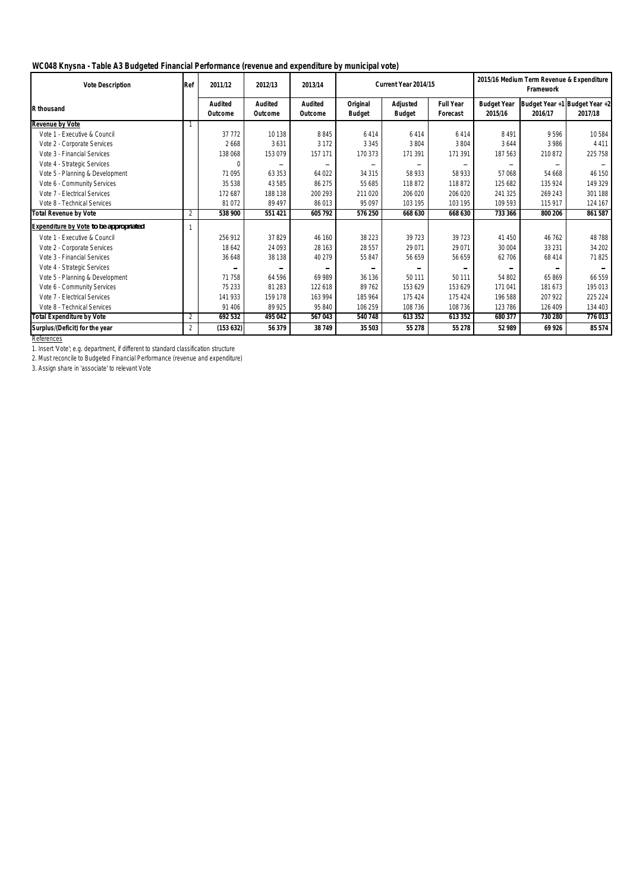**WC048 Knysna - Table A3 Budgeted Financial Performance (revenue and expenditure by municipal vote)**

| Vote Description | Ref | 2011/12 | 2012/13 | 2013/14 | Current Year 2014/15 | | | 2015/16 Medium Term Revenue & Expenditure Framework | | |
|---|---|---|---|---|---|---|---|---|---|---|
| R thousand | | Audited Outcome | Audited Outcome | Audited Outcome | Original Budget | Adjusted Budget | Full Year Forecast | Budget Year 2015/16 | Budget Year +1 2016/17 | Budget Year +2 2017/18 |
| **Revenue by Vote** | 1 | | | | | | | | | |
| Vote 1 - Executive & Council | | 37 772 | 10 138 | 8 845 | 6 414 | 6 414 | 6 414 | 8 491 | 9 596 | 10 584 |
| Vote 2 - Corporate Services | | 2 668 | 3 631 | 3 172 | 3 345 | 3 804 | 3 804 | 3 644 | 3 986 | 4 411 |
| Vote 3 - Financial Services | | 138 068 | 153 079 | 157 171 | 170 373 | 171 391 | 171 391 | 187 563 | 210 872 | 225 758 |
| Vote 4 - Strategic Services | | 0 | – | – | – | – | – | – | – | – |
| Vote 5 - Planning & Development | | 71 095 | 63 353 | 64 022 | 34 315 | 58 933 | 58 933 | 57 068 | 54 668 | 46 150 |
| Vote 6 - Community Services | | 35 538 | 43 585 | 86 275 | 55 685 | 118 872 | 118 872 | 125 682 | 135 924 | 149 329 |
| Vote 7 - Electrical Services | | 172 687 | 188 138 | 200 293 | 211 020 | 206 020 | 206 020 | 241 325 | 269 243 | 301 188 |
| Vote 8 - Technical Services | | 81 072 | 89 497 | 86 013 | 95 097 | 103 195 | 103 195 | 109 593 | 115 917 | 124 167 |
| **Total Revenue by Vote** | 2 | **538 900** | **551 421** | **605 792** | **576 250** | **668 630** | **668 630** | **733 366** | **800 206** | **861 587** |
| **Expenditure by Vote to be appropriated** | 1 | | | | | | | | | |
| Vote 1 - Executive & Council | | 256 912 | 37 829 | 46 160 | 38 223 | 39 723 | 39 723 | 41 450 | 46 762 | 48 788 |
| Vote 2 - Corporate Services | | 18 642 | 24 093 | 28 163 | 28 557 | 29 071 | 29 071 | 30 004 | 33 231 | 34 202 |
| Vote 3 - Financial Services | | 36 648 | 38 138 | 40 279 | 55 847 | 56 659 | 56 659 | 62 706 | 68 414 | 71 825 |
| Vote 4 - Strategic Services | | – | – | – | – | – | – | – | – | – |
| Vote 5 - Planning & Development | | 71 758 | 64 596 | 69 989 | 36 136 | 50 111 | 50 111 | 54 802 | 65 869 | 66 559 |
| Vote 6 - Community Services | | 75 233 | 81 283 | 122 618 | 89 762 | 153 629 | 153 629 | 171 041 | 181 673 | 195 013 |
| Vote 7 - Electrical Services | | 141 933 | 159 178 | 163 994 | 185 964 | 175 424 | 175 424 | 196 588 | 207 922 | 225 224 |
| Vote 8 - Technical Services | | 91 406 | 89 925 | 95 840 | 106 259 | 108 736 | 108 736 | 123 786 | 126 409 | 134 403 |
| **Total Expenditure by Vote** | 2 | **692 532** | **495 042** | **567 043** | **540 748** | **613 352** | **613 352** | **680 377** | **730 280** | **776 013** |
| **Surplus/(Deficit) for the year** | 2 | **(153 632)** | **56 379** | **38 749** | **35 503** | **55 278** | **55 278** | **52 989** | **69 926** | **85 574** |

References

1. Insert 'Vote'; e.g. department, if different to standard classification structure
2. Must reconcile to Budgeted Financial Performance (revenue and expenditure)
3. Assign share in 'associate' to relevant Vote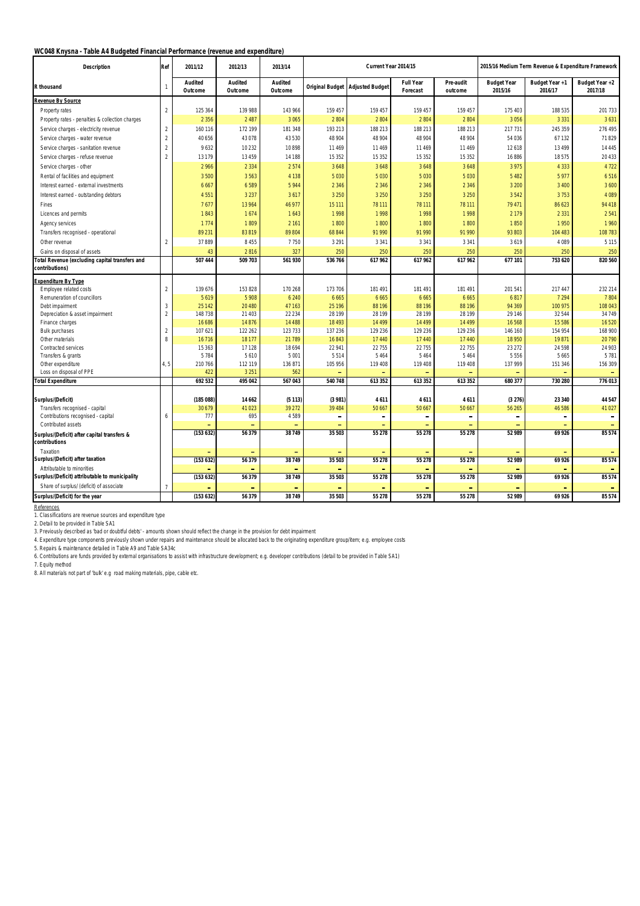**WC048 Knysna - Table A4 Budgeted Financial Performance (revenue and expenditure)**

| Description | Ref | 2011/12 | 2012/13 | 2013/14 | Current Year 2014/15 | | | | 2015/16 Medium Term Revenue & Expenditure Framework | | |
|---|---|---|---|---|---|---|---|---|---|---|---|
| R thousand | 1 | Audited Outcome | Audited Outcome | Audited Outcome | Original Budget | Adjusted Budget | Full Year Forecast | Pre-audit outcome | Budget Year 2015/16 | Budget Year +1 2016/17 | Budget Year +2 2017/18 |
| **Revenue By Source** | | | | | | | | | | | |
| Property rates | 2 | 125 364 | 139 988 | 143 966 | 159 457 | 159 457 | 159 457 | 159 457 | 175 403 | 188 535 | 201 733 |
| Property rates - penalties & collection charges | | 2 356 | 2 487 | 3 065 | 2 804 | 2 804 | 2 804 | 2 804 | 3 056 | 3 331 | 3 631 |
| Service charges - electricity revenue | 2 | 160 116 | 172 199 | 181 348 | 193 213 | 188 213 | 188 213 | 188 213 | 217 731 | 245 359 | 276 495 |
| Service charges - water revenue | 2 | 40 656 | 43 078 | 43 530 | 48 904 | 48 904 | 48 904 | 48 904 | 54 036 | 67 132 | 71 829 |
| Service charges - sanitation revenue | 2 | 9 632 | 10 232 | 10 898 | 11 469 | 11 469 | 11 469 | 11 469 | 12 618 | 13 499 | 14 445 |
| Service charges - refuse revenue | 2 | 13 179 | 13 459 | 14 188 | 15 352 | 15 352 | 15 352 | 15 352 | 16 886 | 18 575 | 20 433 |
| Service charges - other | | 2 966 | 2 334 | 2 574 | 3 648 | 3 648 | 3 648 | 3 648 | 3 975 | 4 333 | 4 722 |
| Rental of facilities and equipment | | 3 500 | 3 563 | 4 138 | 5 030 | 5 030 | 5 030 | 5 030 | 5 482 | 5 977 | 6 516 |
| Interest earned - external investments | | 6 667 | 6 589 | 5 944 | 2 346 | 2 346 | 2 346 | 2 346 | 3 200 | 3 400 | 3 600 |
| Interest earned - outstanding debtors | | 4 551 | 3 237 | 3 617 | 3 250 | 3 250 | 3 250 | 3 250 | 3 542 | 3 753 | 4 089 |
| Fines | | 7 677 | 13 964 | 46 977 | 15 111 | 78 111 | 78 111 | 78 111 | 79 471 | 86 623 | 94 418 |
| Licences and permits | | 1 843 | 1 674 | 1 643 | 1 998 | 1 998 | 1 998 | 1 998 | 2 179 | 2 331 | 2 541 |
| Agency services | | 1 774 | 1 809 | 2 161 | 1 800 | 1 800 | 1 800 | 1 800 | 1 850 | 1 950 | 1 960 |
| Transfers recognised - operational | | 89 231 | 83 819 | 89 804 | 68 844 | 91 990 | 91 990 | 91 990 | 93 803 | 104 483 | 108 783 |
| Other revenue | 2 | 37 889 | 8 455 | 7 750 | 3 291 | 3 341 | 3 341 | 3 341 | 3 619 | 4 089 | 5 115 |
| Gains on disposal of assets | | 43 | 2 816 | 327 | 250 | 250 | 250 | 250 | 250 | 250 | 250 |
| **Total Revenue (excluding capital transfers and contributions)** | | **507 444** | **509 703** | **561 930** | **536 766** | **617 962** | **617 962** | **617 962** | **677 101** | **753 620** | **820 560** |
| **Expenditure By Type** | | | | | | | | | | | |
| Employee related costs | 2 | 139 676 | 153 828 | 170 268 | 173 706 | 181 491 | 181 491 | 181 491 | 201 541 | 217 447 | 232 214 |
| Remuneration of councillors | | 5 619 | 5 908 | 6 240 | 6 665 | 6 665 | 6 665 | 6 665 | 6 817 | 7 294 | 7 804 |
| Debt impairment | 3 | 25 142 | 20 480 | 47 163 | 25 196 | 88 196 | 88 196 | 88 196 | 94 369 | 100 975 | 108 043 |
| Depreciation & asset impairment | 2 | 148 738 | 21 403 | 22 234 | 28 199 | 28 199 | 28 199 | 28 199 | 29 146 | 32 544 | 34 749 |
| Finance charges | | 16 686 | 14 876 | 14 488 | 18 493 | 14 499 | 14 499 | 14 499 | 16 568 | 15 586 | 16 520 |
| Bulk purchases | 2 | 107 621 | 122 262 | 123 733 | 137 236 | 129 236 | 129 236 | 129 236 | 146 160 | 154 954 | 168 900 |
| Other materials | 8 | 16 716 | 18 177 | 21 789 | 16 843 | 17 440 | 17 440 | 17 440 | 18 950 | 19 871 | 20 790 |
| Contracted services | | 15 363 | 17 128 | 18 694 | 22 941 | 22 755 | 22 755 | 22 755 | 23 272 | 24 598 | 24 903 |
| Transfers & grants | | 5 784 | 5 610 | 5 001 | 5 514 | 5 464 | 5 464 | 5 464 | 5 556 | 5 665 | 5 781 |
| Other expenditure | 4, 5 | 210 766 | 112 119 | 136 871 | 105 956 | 119 408 | 119 408 | 119 408 | 137 999 | 151 346 | 156 309 |
| Loss on disposal of PPE | | 422 | 3 251 | 562 | – | – | – | – | – | – | – |
| **Total Expenditure** | | **692 532** | **495 042** | **567 043** | **540 748** | **613 352** | **613 352** | **613 352** | **680 377** | **730 280** | **776 013** |
| **Surplus/(Deficit)** | | **(185 088)** | **14 662** | **(5 113)** | **(3 981)** | **4 611** | **4 611** | **4 611** | **(3 276)** | **23 340** | **44 547** |
| Transfers recognised - capital | | 30 679 | 41 023 | 39 272 | 39 484 | 50 667 | 50 667 | 50 667 | 56 265 | 46 586 | 41 027 |
| Contributions recognised - capital | 6 | 777 | 695 | 4 589 | – | – | – | – | – | – | – |
| Contributed assets | | – | – | – | – | – | – | – | – | – | – |
| **Surplus/(Deficit) after capital transfers & contributions** | | **(153 632)** | **56 379** | **38 749** | **35 503** | **55 278** | **55 278** | **55 278** | **52 989** | **69 926** | **85 574** |
| Taxation | | – | – | – | – | – | – | – | – | – | – |
| **Surplus/(Deficit) after taxation** | | **(153 632)** | **56 379** | **38 749** | **35 503** | **55 278** | **55 278** | **55 278** | **52 989** | **69 926** | **85 574** |
| Attributable to minorities | | – | – | – | – | – | – | – | – | – | – |
| **Surplus/(Deficit) attributable to municipality** | | **(153 632)** | **56 379** | **38 749** | **35 503** | **55 278** | **55 278** | **55 278** | **52 989** | **69 926** | **85 574** |
| Share of surplus/ (deficit) of associate | 7 | – | – | – | – | – | – | – | – | – | – |
| **Surplus/(Deficit) for the year** | | **(153 632)** | **56 379** | **38 749** | **35 503** | **55 278** | **55 278** | **55 278** | **52 989** | **69 926** | **85 574** |

References

1. Classifications are revenue sources and expenditure type
2. Detail to be provided in Table SA1
3. Previously described as 'bad or doubtful debts' - amounts shown should reflect the change in the provision for debt impairment
4. Expenditure type components previously shown under repairs and maintenance should be allocated back to the originating expenditure group/item; e.g. employee costs
5. Repairs & maintenance detailed in Table A9 and Table SA34c
6. Contributions are funds provided by external organisations to assist with infrastructure development; e.g. developer contributions (detail to be provided in Table SA1)
7. Equity method
8. All materials not part of 'bulk' e.g road making materials, pipe, cable etc.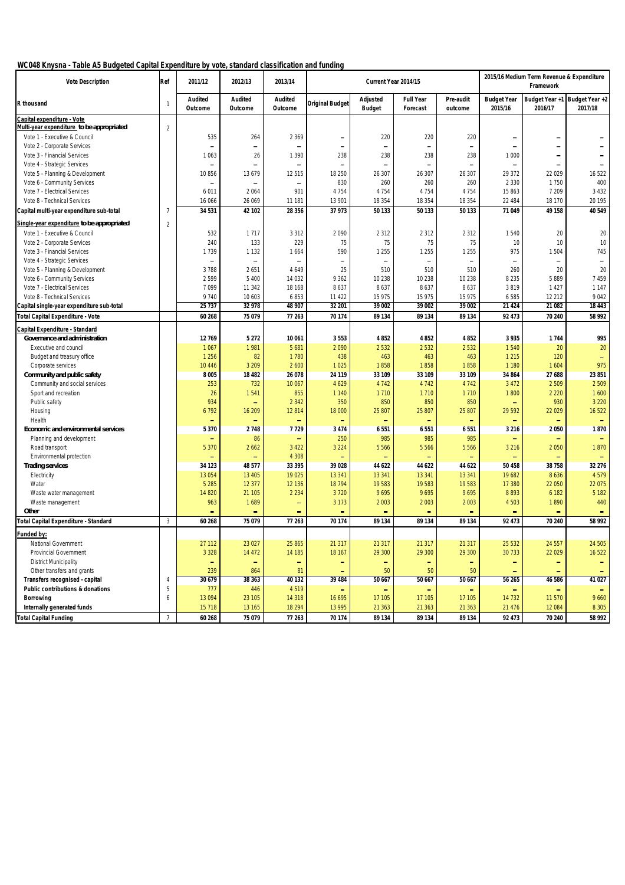**WC048 Knysna - Table A5 Budgeted Capital Expenditure by vote, standard classification and funding**

| Vote Description | Ref | 2011/12 | 2012/13 | 2013/14 | Current Year 2014/15 | | | | 2015/16 Medium Term Revenue & Expenditure Framework | | |
|---|---|---|---|---|---|---|---|---|---|---|---|
| R thousand | 1 | Audited Outcome | Audited Outcome | Audited Outcome | Original Budget | Adjusted Budget | Full Year Forecast | Pre-audit outcome | Budget Year 2015/16 | Budget Year +1 2016/17 | Budget Year +2 2017/18 |
| Capital expenditure - Vote | | | | | | | | | | | |
| Multi-year expenditure *to be appropriated* | 2 | | | | | | | | | | |
| Vote 1 - Executive & Council | | 535 | 264 | 2 369 | – | 220 | 220 | 220 | – | – | – |
| Vote 2 - Corporate Services | | – | – | – | – | – | – | – | – | – | – |
| Vote 3 - Financial Services | | 1 063 | 26 | 1 390 | 238 | 238 | 238 | 238 | 1 000 | – | – |
| Vote 4 - Strategic Services | | – | – | – | – | – | – | – | – | – | – |
| Vote 5 - Planning & Development | | 10 856 | 13 679 | 12 515 | 18 250 | 26 307 | 26 307 | 26 307 | 29 372 | 22 029 | 16 522 |
| Vote 6 - Community Services | | – | – | – | 830 | 260 | 260 | 260 | 2 330 | 1 750 | 400 |
| Vote 7 - Electrical Services | | 6 011 | 2 064 | 901 | 4 754 | 4 754 | 4 754 | 4 754 | 15 863 | 7 209 | 3 432 |
| Vote 8 - Technical Services | | 16 066 | 26 069 | 11 181 | 13 901 | 18 354 | 18 354 | 18 354 | 22 484 | 18 170 | 20 195 |
| **Capital multi-year expenditure sub-total** | 7 | **34 531** | **42 102** | **28 356** | **37 973** | **50 133** | **50 133** | **50 133** | **71 049** | **49 158** | **40 549** |
| Single-year expenditure *to be appropriated* | 2 | | | | | | | | | | |
| Vote 1 - Executive & Council | | 532 | 1 717 | 3 312 | 2 090 | 2 312 | 2 312 | 2 312 | 1 540 | 20 | 20 |
| Vote 2 - Corporate Services | | 240 | 133 | 229 | 75 | 75 | 75 | 75 | 10 | 10 | 10 |
| Vote 3 - Financial Services | | 1 739 | 1 132 | 1 664 | 590 | 1 255 | 1 255 | 1 255 | 975 | 1 504 | 745 |
| Vote 4 - Strategic Services | | – | – | – | – | – | – | – | – | – | – |
| Vote 5 - Planning & Development | | 3 788 | 2 651 | 4 649 | 25 | 510 | 510 | 510 | 260 | 20 | 20 |
| Vote 6 - Community Services | | 2 599 | 5 400 | 14 032 | 9 362 | 10 238 | 10 238 | 10 238 | 8 235 | 5 889 | 7 459 |
| Vote 7 - Electrical Services | | 7 099 | 11 342 | 18 168 | 8 637 | 8 637 | 8 637 | 8 637 | 3 819 | 1 427 | 1 147 |
| Vote 8 - Technical Services | | 9 740 | 10 603 | 6 853 | 11 422 | 15 975 | 15 975 | 15 975 | 6 585 | 12 212 | 9 042 |
| **Capital single-year expenditure sub-total** | | **25 737** | **32 978** | **48 907** | **32 201** | **39 002** | **39 002** | **39 002** | **21 424** | **21 082** | **18 443** |
| **Total Capital Expenditure - Vote** | | **60 268** | **75 079** | **77 263** | **70 174** | **89 134** | **89 134** | **89 134** | **92 473** | **70 240** | **58 992** |
| Capital Expenditure - Standard | | | | | | | | | | | |
| **Governance and administration** | | **12 769** | **5 272** | **10 061** | **3 553** | **4 852** | **4 852** | **4 852** | **3 935** | **1 744** | **995** |
| Executive and council | | 1 067 | 1 981 | 5 681 | 2 090 | 2 532 | 2 532 | 2 532 | 1 540 | 20 | 20 |
| Budget and treasury office | | 1 256 | 82 | 1 780 | 438 | 463 | 463 | 463 | 1 215 | 120 | – |
| Corporate services | | 10 446 | 3 209 | 2 600 | 1 025 | 1 858 | 1 858 | 1 858 | 1 180 | 1 604 | 975 |
| **Community and public safety** | | **8 005** | **18 482** | **26 078** | **24 119** | **33 109** | **33 109** | **33 109** | **34 864** | **27 688** | **23 851** |
| Community and social services | | 253 | 732 | 10 067 | 4 629 | 4 742 | 4 742 | 4 742 | 3 472 | 2 509 | 2 509 |
| Sport and recreation | | 26 | 1 541 | 855 | 1 140 | 1 710 | 1 710 | 1 710 | 1 800 | 2 220 | 1 600 |
| Public safety | | 934 | – | 2 342 | 350 | 850 | 850 | 850 | – | 930 | 3 220 |
| Housing | | 6 792 | 16 209 | 12 814 | 18 000 | 25 807 | 25 807 | 25 807 | 29 592 | 22 029 | 16 522 |
| Health | | – | – | – | – | – | – | – | – | – | – |
| **Economic and environmental services** | | **5 370** | **2 748** | **7 729** | **3 474** | **6 551** | **6 551** | **6 551** | **3 216** | **2 050** | **1 870** |
| Planning and development | | – | 86 | – | 250 | 985 | 985 | 985 | – | – | – |
| Road transport | | 5 370 | 2 662 | 3 422 | 3 224 | 5 566 | 5 566 | 5 566 | 3 216 | 2 050 | 1 870 |
| Environmental protection | | – | – | 4 308 | – | – | – | – | – | – | – |
| **Trading services** | | **34 123** | **48 577** | **33 395** | **39 028** | **44 622** | **44 622** | **44 622** | **50 458** | **38 758** | **32 276** |
| Electricity | | 13 054 | 13 405 | 19 025 | 13 341 | 13 341 | 13 341 | 13 341 | 19 682 | 8 636 | 4 579 |
| Water | | 5 285 | 12 377 | 12 136 | 18 794 | 19 583 | 19 583 | 19 583 | 17 380 | 22 050 | 22 075 |
| Waste water management | | 14 820 | 21 105 | 2 234 | 3 720 | 9 695 | 9 695 | 9 695 | 8 893 | 6 182 | 5 182 |
| Waste management | | 963 | 1 689 | – | 3 173 | 2 003 | 2 003 | 2 003 | 4 503 | 1 890 | 440 |
| **Other** | | – | – | – | – | – | – | – | – | – | – |
| **Total Capital Expenditure - Standard** | 3 | **60 268** | **75 079** | **77 263** | **70 174** | **89 134** | **89 134** | **89 134** | **92 473** | **70 240** | **58 992** |
| Funded by: | | | | | | | | | | | |
| National Government | | 27 112 | 23 027 | 25 865 | 21 317 | 21 317 | 21 317 | 21 317 | 25 532 | 24 557 | 24 505 |
| Provincial Government | | 3 328 | 14 472 | 14 185 | 18 167 | 29 300 | 29 300 | 29 300 | 30 733 | 22 029 | 16 522 |
| District Municipality | | – | – | – | – | – | – | – | – | – | – |
| Other transfers and grants | | 239 | 864 | 81 | – | 50 | 50 | 50 | – | – | – |
| **Transfers recognised - capital** | 4 | **30 679** | **38 363** | **40 132** | **39 484** | **50 667** | **50 667** | **50 667** | **56 265** | **46 586** | **41 027** |
| **Public contributions & donations** | 5 | 777 | 446 | 4 519 | – | – | – | – | – | – | – |
| **Borrowing** | 6 | 13 094 | 23 105 | 14 318 | 16 695 | 17 105 | 17 105 | 17 105 | 14 732 | 11 570 | 9 660 |
| **Internally generated funds** | | 15 718 | 13 165 | 18 294 | 13 995 | 21 363 | 21 363 | 21 363 | 21 476 | 12 084 | 8 305 |
| **Total Capital Funding** | 7 | **60 268** | **75 079** | **77 263** | **70 174** | **89 134** | **89 134** | **89 134** | **92 473** | **70 240** | **58 992** |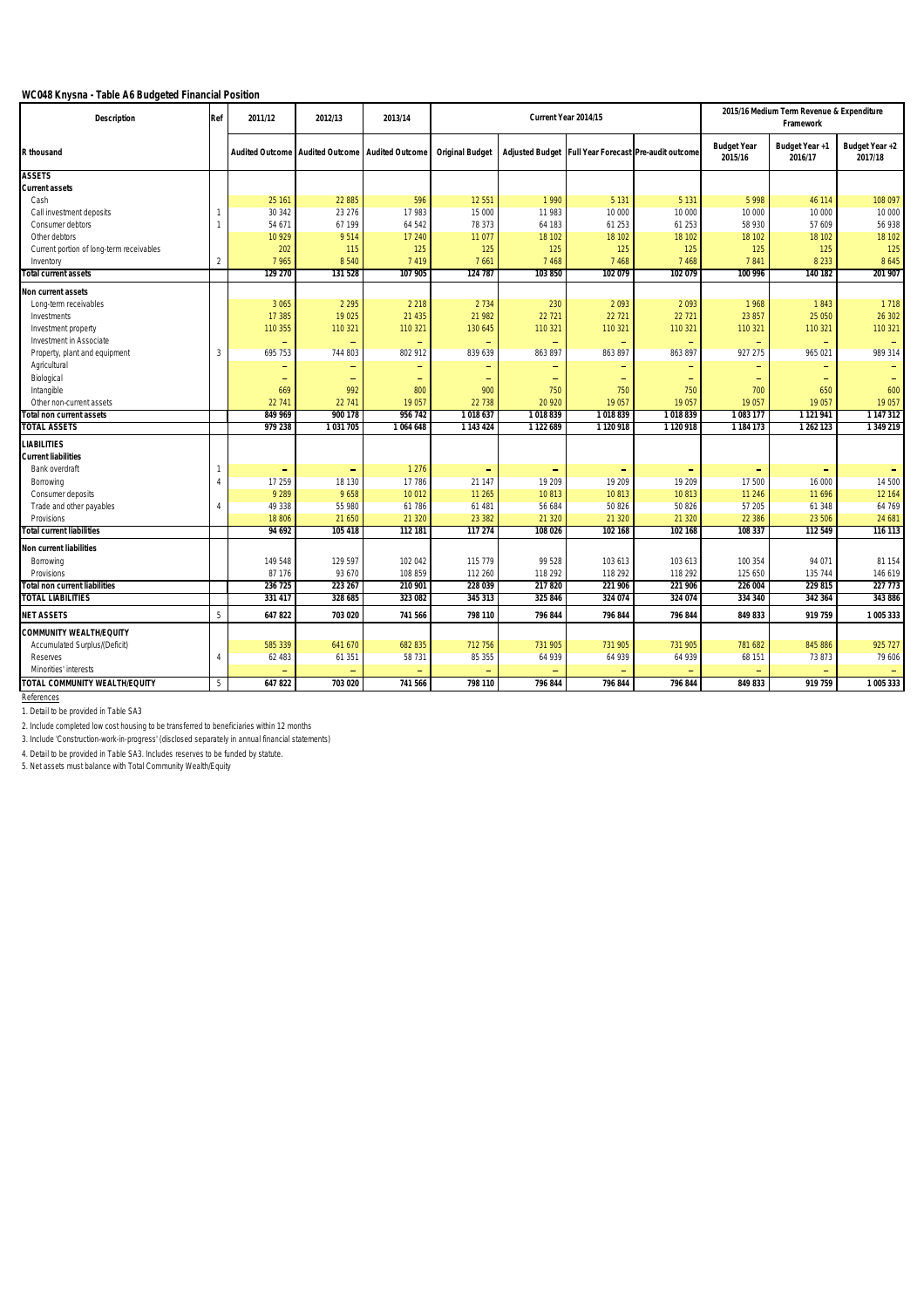## WC048 Knysna - Table A6 Budgeted Financial Position

| Description | Ref | 2011/12 | 2012/13 | 2013/14 | Current Year 2014/15 | | | | 2015/16 Medium Term Revenue & Expenditure Framework | | |
|---|---|---|---|---|---|---|---|---|---|---|---|
| R thousand | | Audited Outcome | Audited Outcome | Audited Outcome | Original Budget | Adjusted Budget | Full Year Forecast | Pre-audit outcome | Budget Year 2015/16 | Budget Year +1 2016/17 | Budget Year +2 2017/18 |
| **ASSETS** | | | | | | | | | | | |
| **Current assets** | | | | | | | | | | | |
| Cash | | 25 161 | 22 885 | 596 | 12 551 | 1 990 | 5 131 | 5 131 | 5 998 | 46 114 | 108 097 |
| Call investment deposits | 1 | 30 342 | 23 276 | 17 983 | 15 000 | 11 983 | 10 000 | 10 000 | 10 000 | 10 000 | 10 000 |
| Consumer debtors | 1 | 54 671 | 67 199 | 64 542 | 78 373 | 64 183 | 61 253 | 61 253 | 58 930 | 57 609 | 56 938 |
| Other debtors | | 10 929 | 9 514 | 17 240 | 11 077 | 18 102 | 18 102 | 18 102 | 18 102 | 18 102 | 18 102 |
| Current portion of long-term receivables | | 202 | 115 | 125 | 125 | 125 | 125 | 125 | 125 | 125 | 125 |
| Inventory | 2 | 7 965 | 8 540 | 7 419 | 7 661 | 7 468 | 7 468 | 7 468 | 7 841 | 8 233 | 8 645 |
| **Total current assets** | | **129 270** | **131 528** | **107 905** | **124 787** | **103 850** | **102 079** | **102 079** | **100 996** | **140 182** | **201 907** |
| **Non current assets** | | | | | | | | | | | |
| Long-term receivables | | 3 065 | 2 295 | 2 218 | 2 734 | 230 | 2 093 | 2 093 | 1 968 | 1 843 | 1 718 |
| Investments | | 17 385 | 19 025 | 21 435 | 21 982 | 22 721 | 22 721 | 22 721 | 23 857 | 25 050 | 26 302 |
| Investment property | | 110 355 | 110 321 | 110 321 | 130 645 | 110 321 | 110 321 | 110 321 | 110 321 | 110 321 | 110 321 |
| Investment in Associate | | – | – | – | – | – | – | – | – | – | – |
| Property, plant and equipment | 3 | 695 753 | 744 803 | 802 912 | 839 639 | 863 897 | 863 897 | 863 897 | 927 275 | 965 021 | 989 314 |
| Agricultural | | – | – | – | – | – | – | – | – | – | – |
| Biological | | – | – | – | – | – | – | – | – | – | – |
| Intangible | | 669 | 992 | 800 | 900 | 750 | 750 | 750 | 700 | 650 | 600 |
| Other non-current assets | | 22 741 | 22 741 | 19 057 | 22 738 | 20 920 | 19 057 | 19 057 | 19 057 | 19 057 | 19 057 |
| **Total non current assets** | | **849 969** | **900 178** | **956 742** | **1 018 637** | **1 018 839** | **1 018 839** | **1 018 839** | **1 083 177** | **1 121 941** | **1 147 312** |
| **TOTAL ASSETS** | | **979 238** | **1 031 705** | **1 064 648** | **1 143 424** | **1 122 689** | **1 120 918** | **1 120 918** | **1 184 173** | **1 262 123** | **1 349 219** |
| **LIABILITIES** | | | | | | | | | | | |
| **Current liabilities** | | | | | | | | | | | |
| Bank overdraft | 1 | – | – | 1 276 | – | – | – | – | – | – | – |
| Borrowing | 4 | 17 259 | 18 130 | 17 786 | 21 147 | 19 209 | 19 209 | 19 209 | 17 500 | 16 000 | 14 500 |
| Consumer deposits | | 9 289 | 9 658 | 10 012 | 11 265 | 10 813 | 10 813 | 10 813 | 11 246 | 11 696 | 12 164 |
| Trade and other payables | 4 | 49 338 | 55 980 | 61 786 | 61 481 | 56 684 | 50 826 | 50 826 | 57 205 | 61 348 | 64 769 |
| Provisions | | 18 806 | 21 650 | 21 320 | 23 382 | 21 320 | 21 320 | 21 320 | 22 386 | 23 506 | 24 681 |
| **Total current liabilities** | | **94 692** | **105 418** | **112 181** | **117 274** | **108 026** | **102 168** | **102 168** | **108 337** | **112 549** | **116 113** |
| **Non current liabilities** | | | | | | | | | | | |
| Borrowing | | 149 548 | 129 597 | 102 042 | 115 779 | 99 528 | 103 613 | 103 613 | 100 354 | 94 071 | 81 154 |
| Provisions | | 87 176 | 93 670 | 108 859 | 112 260 | 118 292 | 118 292 | 118 292 | 125 650 | 135 744 | 146 619 |
| **Total non current liabilities** | | **236 725** | **223 267** | **210 901** | **228 039** | **217 820** | **221 906** | **221 906** | **226 004** | **229 815** | **227 773** |
| **TOTAL LIABILITIES** | | **331 417** | **328 685** | **323 082** | **345 313** | **325 846** | **324 074** | **324 074** | **334 340** | **342 364** | **343 886** |
| **NET ASSETS** | 5 | **647 822** | **703 020** | **741 566** | **798 110** | **796 844** | **796 844** | **796 844** | **849 833** | **919 759** | **1 005 333** |
| **COMMUNITY WEALTH/EQUITY** | | | | | | | | | | | |
| Accumulated Surplus/(Deficit) | | 585 339 | 641 670 | 682 835 | 712 756 | 731 905 | 731 905 | 731 905 | 781 682 | 845 886 | 925 727 |
| Reserves | 4 | 62 483 | 61 351 | 58 731 | 85 355 | 64 939 | 64 939 | 64 939 | 68 151 | 73 873 | 79 606 |
| Minorities' interests | | – | – | – | – | – | – | – | – | – | – |
| **TOTAL COMMUNITY WEALTH/EQUITY** | 5 | **647 822** | **703 020** | **741 566** | **798 110** | **796 844** | **796 844** | **796 844** | **849 833** | **919 759** | **1 005 333** |

References

1. Detail to be provided in Table SA3
2. Include completed low cost housing to be transferred to beneficiaries within 12 months
3. Include 'Construction-work-in-progress' (disclosed separately in annual financial statements)
4. Detail to be provided in Table SA3. Includes reserves to be funded by statute.
5. Net assets must balance with Total Community Wealth/Equity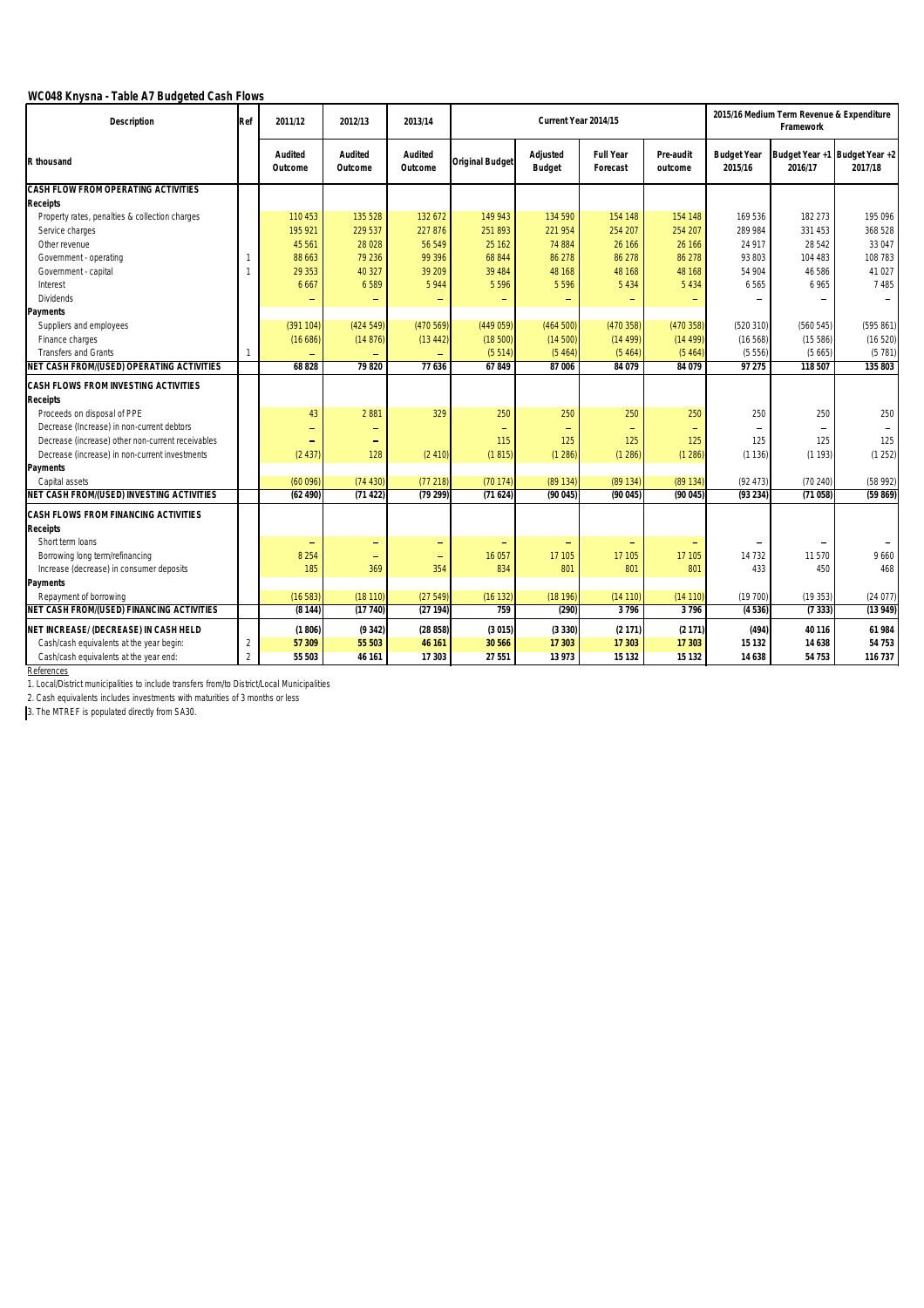## WC048 Knysna - Table A7 Budgeted Cash Flows

| Description | Ref | 2011/12 | 2012/13 | 2013/14 | Current Year 2014/15 | | | | 2015/16 Medium Term Revenue & Expenditure Framework | | |
|---|---|---|---|---|---|---|---|---|---|---|---|
| R thousand | | Audited Outcome | Audited Outcome | Audited Outcome | Original Budget | Adjusted Budget | Full Year Forecast | Pre-audit outcome | Budget Year 2015/16 | Budget Year +1 2016/17 | Budget Year +2 2017/18 |
| **CASH FLOW FROM OPERATING ACTIVITIES** | | | | | | | | | | | |
| **Receipts** | | | | | | | | | | | |
| Property rates, penalties & collection charges | | 110 453 | 135 528 | 132 672 | 149 943 | 134 590 | 154 148 | 154 148 | 169 536 | 182 273 | 195 096 |
| Service charges | | 195 921 | 229 537 | 227 876 | 251 893 | 221 954 | 254 207 | 254 207 | 289 984 | 331 453 | 368 528 |
| Other revenue | | 45 561 | 28 028 | 56 549 | 25 162 | 74 884 | 26 166 | 26 166 | 24 917 | 28 542 | 33 047 |
| Government - operating | 1 | 88 663 | 79 236 | 99 396 | 68 844 | 86 278 | 86 278 | 86 278 | 93 803 | 104 483 | 108 783 |
| Government - capital | 1 | 29 353 | 40 327 | 39 209 | 39 484 | 48 168 | 48 168 | 48 168 | 54 904 | 46 586 | 41 027 |
| Interest | | 6 667 | 6 589 | 5 944 | 5 596 | 5 596 | 5 434 | 5 434 | 6 565 | 6 965 | 7 485 |
| Dividends | | – | – | – | – | – | – | – | – | – | – |
| **Payments** | | | | | | | | | | | |
| Suppliers and employees | | (391 104) | (424 549) | (470 569) | (449 059) | (464 500) | (470 358) | (470 358) | (520 310) | (560 545) | (595 861) |
| Finance charges | | (16 686) | (14 876) | (13 442) | (18 500) | (14 500) | (14 499) | (14 499) | (16 568) | (15 586) | (16 520) |
| Transfers and Grants | 1 | – | – | – | (5 514) | (5 464) | (5 464) | (5 464) | (5 556) | (5 665) | (5 781) |
| **NET CASH FROM/(USED) OPERATING ACTIVITIES** | | **68 828** | **79 820** | **77 636** | **67 849** | **87 006** | **84 079** | **84 079** | **97 275** | **118 507** | **135 803** |
| **CASH FLOWS FROM INVESTING ACTIVITIES** | | | | | | | | | | | |
| **Receipts** | | | | | | | | | | | |
| Proceeds on disposal of PPE | | 43 | 2 881 | 329 | 250 | 250 | 250 | 250 | 250 | 250 | 250 |
| Decrease (Increase) in non-current debtors | | – | – | | – | – | – | – | – | – | – |
| Decrease (increase) other non-current receivables | | – | – | | 115 | 125 | 125 | 125 | 125 | 125 | 125 |
| Decrease (increase) in non-current investments | | (2 437) | 128 | (2 410) | (1 815) | (1 286) | (1 286) | (1 286) | (1 136) | (1 193) | (1 252) |
| **Payments** | | | | | | | | | | | |
| Capital assets | | (60 096) | (74 430) | (77 218) | (70 174) | (89 134) | (89 134) | (89 134) | (92 473) | (70 240) | (58 992) |
| **NET CASH FROM/(USED) INVESTING ACTIVITIES** | | **(62 490)** | **(71 422)** | **(79 299)** | **(71 624)** | **(90 045)** | **(90 045)** | **(90 045)** | **(93 234)** | **(71 058)** | **(59 869)** |
| **CASH FLOWS FROM FINANCING ACTIVITIES** | | | | | | | | | | | |
| **Receipts** | | | | | | | | | | | |
| Short term loans | | – | – | – | – | – | – | – | – | – | – |
| Borrowing long term/refinancing | | 8 254 | – | – | 16 057 | 17 105 | 17 105 | 17 105 | 14 732 | 11 570 | 9 660 |
| Increase (decrease) in consumer deposits | | 185 | 369 | 354 | 834 | 801 | 801 | 801 | 433 | 450 | 468 |
| **Payments** | | | | | | | | | | | |
| Repayment of borrowing | | (16 583) | (18 110) | (27 549) | (16 132) | (18 196) | (14 110) | (14 110) | (19 700) | (19 353) | (24 077) |
| **NET CASH FROM/(USED) FINANCING ACTIVITIES** | | **(8 144)** | **(17 740)** | **(27 194)** | **759** | **(290)** | **3 796** | **3 796** | **(4 536)** | **(7 333)** | **(13 949)** |
| **NET INCREASE/ (DECREASE) IN CASH HELD** | | **(1 806)** | **(9 342)** | **(28 858)** | **(3 015)** | **(3 330)** | **(2 171)** | **(2 171)** | **(494)** | **40 116** | **61 984** |
| Cash/cash equivalents at the year begin: | 2 | **57 309** | **55 503** | **46 161** | **30 566** | **17 303** | **17 303** | **17 303** | **15 132** | **14 638** | **54 753** |
| Cash/cash equivalents at the year end: | 2 | **55 503** | **46 161** | **17 303** | **27 551** | **13 973** | **15 132** | **15 132** | **14 638** | **54 753** | **116 737** |

References

1. Local/District municipalities to include transfers from/to District/Local Municipalities
2. Cash equivalents includes investments with maturities of 3 months or less
3. The MTREF is populated directly from SA30.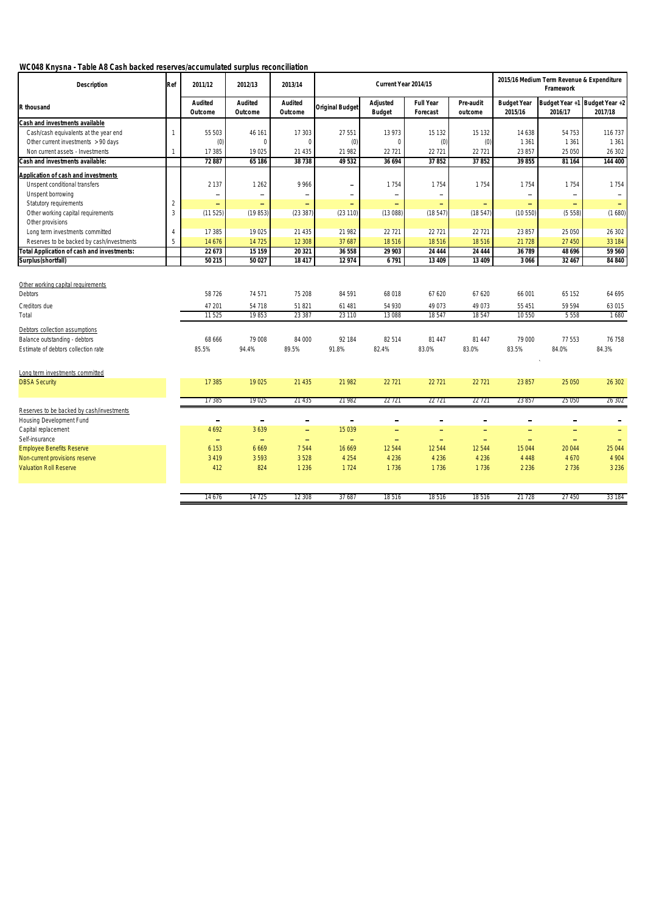## WC048 Knysna - Table A8 Cash backed reserves/accumulated surplus reconciliation

| Description | Ref | 2011/12 | 2012/13 | 2013/14 | Current Year 2014/15 | | | | 2015/16 Medium Term Revenue & Expenditure Framework | | |
|---|---|---|---|---|---|---|---|---|---|---|---|
| R thousand | | Audited Outcome | Audited Outcome | Audited Outcome | Original Budget | Adjusted Budget | Full Year Forecast | Pre-audit outcome | Budget Year 2015/16 | Budget Year +1 2016/17 | Budget Year +2 2017/18 |
| **Cash and investments available** | | | | | | | | | | | |
| Cash/cash equivalents at the year end | 1 | 55 503 | 46 161 | 17 303 | 27 551 | 13 973 | 15 132 | 15 132 | 14 638 | 54 753 | 116 737 |
| Other current investments > 90 days | | (0) | 0 | 0 | (0) | 0 | (0) | (0) | 1 361 | 1 361 | 1 361 |
| Non current assets - Investments | 1 | 17 385 | 19 025 | 21 435 | 21 982 | 22 721 | 22 721 | 22 721 | 23 857 | 25 050 | 26 302 |
| **Cash and investments available:** | | **72 887** | **65 186** | **38 738** | **49 532** | **36 694** | **37 852** | **37 852** | **39 855** | **81 164** | **144 400** |
| **Application of cash and investments** | | | | | | | | | | | |
| Unspent conditional transfers | | 2 137 | 1 262 | 9 966 | – | 1 754 | 1 754 | 1 754 | 1 754 | 1 754 | 1 754 |
| Unspent borrowing | | – | – | – | – | – | – | | – | – | – |
| Statutory requirements | 2 | – | – | – | – | – | – | – | – | – | – |
| Other working capital requirements | 3 | (11 525) | (19 853) | (23 387) | (23 110) | (13 088) | (18 547) | (18 547) | (10 550) | (5 558) | (1 680) |
| Other provisions | | | | | | | | | | | |
| Long term investments committed | 4 | 17 385 | 19 025 | 21 435 | 21 982 | 22 721 | 22 721 | 22 721 | 23 857 | 25 050 | 26 302 |
| Reserves to be backed by cash/investments | 5 | 14 676 | 14 725 | 12 308 | 37 687 | 18 516 | 18 516 | 18 516 | 21 728 | 27 450 | 33 184 |
| **Total Application of cash and investments:** | | **22 673** | **15 159** | **20 321** | **36 558** | **29 903** | **24 444** | **24 444** | **36 789** | **48 696** | **59 560** |
| **Surplus(shortfall)** | | **50 215** | **50 027** | **18 417** | **12 974** | **6 791** | **13 409** | **13 409** | **3 066** | **32 467** | **84 840** |

| Description | 2011/12 | 2012/13 | 2013/14 | Original Budget | Adjusted Budget | Full Year Forecast | Pre-audit outcome | Budget Year 2015/16 | Budget Year +1 2016/17 | Budget Year +2 2017/18 |
|---|---|---|---|---|---|---|---|---|---|---|
| Other working capital requirements | | | | | | | | | | |
| Debtors | 58 726 | 74 571 | 75 208 | 84 591 | 68 018 | 67 620 | 67 620 | 66 001 | 65 152 | 64 695 |
| Creditors due | 47 201 | 54 718 | 51 821 | 61 481 | 54 930 | 49 073 | 49 073 | 55 451 | 59 594 | 63 015 |
| Total | 11 525 | 19 853 | 23 387 | 23 110 | 13 088 | 18 547 | 18 547 | 10 550 | 5 558 | 1 680 |
| Debtors collection assumptions | | | | | | | | | | |
| Balance outstanding - debtors | 68 666 | 79 008 | 84 000 | 92 184 | 82 514 | 81 447 | 81 447 | 79 000 | 77 553 | 76 758 |
| Estimate of debtors collection rate | 85.5% | 94.4% | 89.5% | 91.8% | 82.4% | 83.0% | 83.0% | 83.5% | 84.0% | 84.3% |
| Long term investments committed | | | | | | | | | | |
| DBSA Security | 17 385 | 19 025 | 21 435 | 21 982 | 22 721 | 22 721 | 22 721 | 23 857 | 25 050 | 26 302 |
| | 17 385 | 19 025 | 21 435 | 21 982 | 22 721 | 22 721 | 22 721 | 23 857 | 25 050 | 26 302 |
| Reserves to be backed by cash/investments | | | | | | | | | | |
| Housing Development Fund | – | – | – | – | – | – | – | – | – | – |
| Capital replacement | 4 692 | 3 639 | – | 15 039 | – | – | – | – | – | – |
| Self-insurance | – | – | – | – | – | – | – | – | – | – |
| Employee Benefits Reserve | 6 153 | 6 669 | 7 544 | 16 669 | 12 544 | 12 544 | 12 544 | 15 044 | 20 044 | 25 044 |
| Non-current provisions reserve | 3 419 | 3 593 | 3 528 | 4 254 | 4 236 | 4 236 | 4 236 | 4 448 | 4 670 | 4 904 |
| Valuation Roll Reserve | 412 | 824 | 1 236 | 1 724 | 1 736 | 1 736 | 1 736 | 2 236 | 2 736 | 3 236 |
| | 14 676 | 14 725 | 12 308 | 37 687 | 18 516 | 18 516 | 18 516 | 21 728 | 27 450 | 33 184 |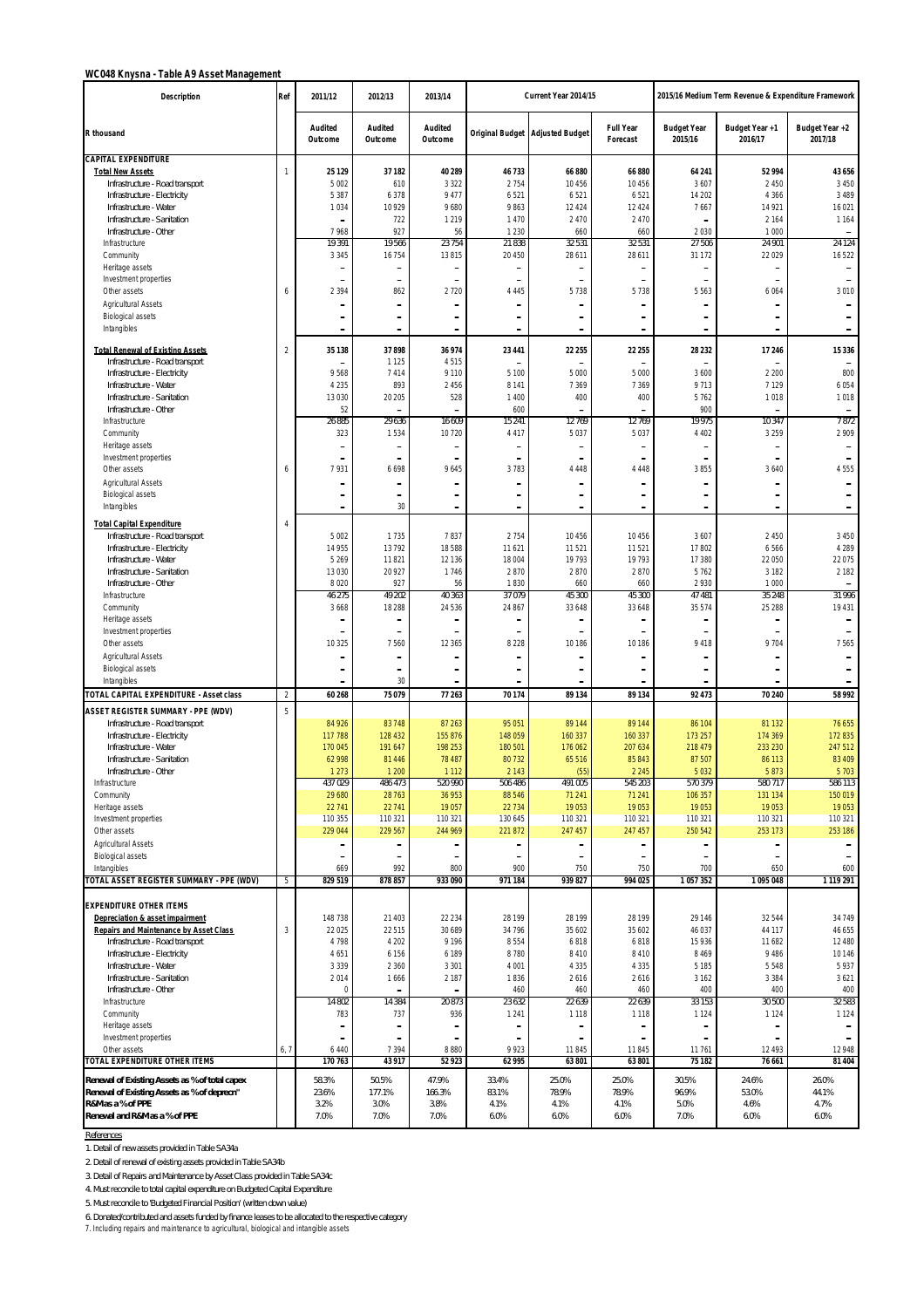**WC048 Knysna - Table A9 Asset Management**

| Description | Ref | 2011/12 | 2012/13 | 2013/14 | Current Year 2014/15 | | | 2015/16 Medium Term Revenue & Expenditure Framework | | |
|---|---|---|---|---|---|---|---|---|---|---|
| R thousand | | Audited Outcome | Audited Outcome | Audited Outcome | Original Budget | Adjusted Budget | Full Year Forecast | Budget Year 2015/16 | Budget Year +1 2016/17 | Budget Year +2 2017/18 |
| **CAPITAL EXPENDITURE** | | | | | | | | | | |
| **Total New Assets** | 1 | 25 129 | 37 182 | 40 289 | 46 733 | 66 880 | 66 880 | 64 241 | 52 994 | 43 656 |
| Infrastructure - Road transport | | 5 002 | 610 | 3 322 | 2 754 | 10 456 | 10 456 | 3 607 | 2 450 | 3 450 |
| Infrastructure - Electricity | | 5 387 | 6 378 | 9 477 | 6 521 | 6 521 | 6 521 | 14 202 | 4 366 | 3 489 |
| Infrastructure - Water | | 1 034 | 10 929 | 9 680 | 9 863 | 12 424 | 12 424 | 7 667 | 14 921 | 16 021 |
| Infrastructure - Sanitation | | – | 722 | 1 219 | 1 470 | 2 470 | 2 470 | – | 2 164 | 1 164 |
| Infrastructure - Other | | 7 968 | 927 | 56 | 1 230 | 660 | 660 | 2 030 | 1 000 | – |
| Infrastructure | | 19 391 | 19 566 | 23 754 | 21 838 | 32 531 | 32 531 | 27 506 | 24 901 | 24 124 |
| Community | | 3 345 | 16 754 | 13 815 | 20 450 | 28 611 | 28 611 | 31 172 | 22 029 | 16 522 |
| Heritage assets | | – | – | – | – | – | – | – | – | – |
| Investment properties | | – | – | – | – | – | – | – | – | – |
| Other assets | 6 | 2 394 | 862 | 2 720 | 4 445 | 5 738 | 5 738 | 5 563 | 6 064 | 3 010 |
| Agricultural Assets | | – | – | – | – | – | – | – | – | – |
| Biological assets | | – | – | – | – | – | – | – | – | – |
| Intangibles | | – | – | – | – | – | – | – | – | – |
| **Total Renewal of Existing Assets** | 2 | 35 138 | 37 898 | 36 974 | 23 441 | 22 255 | 22 255 | 28 232 | 17 246 | 15 336 |
| Infrastructure - Road transport | | – | 1 125 | 4 515 | – | – | – | – | – | – |
| Infrastructure - Electricity | | 9 568 | 7 414 | 9 110 | 5 100 | 5 000 | 5 000 | 3 600 | 2 200 | 800 |
| Infrastructure - Water | | 4 235 | 893 | 2 456 | 8 141 | 7 369 | 7 369 | 9 713 | 7 129 | 6 054 |
| Infrastructure - Sanitation | | 13 030 | 20 205 | 528 | 1 400 | 400 | 400 | 5 762 | 1 018 | 1 018 |
| Infrastructure - Other | | 52 | – | – | 600 | – | – | 900 | – | – |
| Infrastructure | | 26 885 | 29 636 | 16 609 | 15 241 | 12 769 | 12 769 | 19 975 | 10 347 | 7 872 |
| Community | | 323 | 1 534 | 10 720 | 4 417 | 5 037 | 5 037 | 4 402 | 3 259 | 2 909 |
| Heritage assets | | – | – | – | – | – | – | – | – | – |
| Investment properties | | – | – | – | – | – | – | – | – | – |
| Other assets | 6 | 7 931 | 6 698 | 9 645 | 3 783 | 4 448 | 4 448 | 3 855 | 3 640 | 4 555 |
| Agricultural Assets | | – | – | – | – | – | – | – | – | – |
| Biological assets | | – | – | – | – | – | – | – | – | – |
| Intangibles | | – | 30 | – | – | – | – | – | – | – |
| **Total Capital Expenditure** | 4 | | | | | | | | | |
| Infrastructure - Road transport | | 5 002 | 1 735 | 7 837 | 2 754 | 10 456 | 10 456 | 3 607 | 2 450 | 3 450 |
| Infrastructure - Electricity | | 14 955 | 13 792 | 18 588 | 11 621 | 11 521 | 11 521 | 17 802 | 6 566 | 4 289 |
| Infrastructure - Water | | 5 269 | 11 821 | 12 136 | 18 004 | 19 793 | 19 793 | 17 380 | 22 050 | 22 075 |
| Infrastructure - Sanitation | | 13 030 | 20 927 | 1 746 | 2 870 | 2 870 | 2 870 | 5 762 | 3 182 | 2 182 |
| Infrastructure - Other | | 8 020 | 927 | 56 | 1 830 | 660 | 660 | 2 930 | 1 000 | – |
| Infrastructure | | 46 275 | 49 202 | 40 363 | 37 079 | 45 300 | 45 300 | 47 481 | 35 248 | 31 996 |
| Community | | 3 668 | 18 288 | 24 536 | 24 867 | 33 648 | 33 648 | 35 574 | 25 288 | 19 431 |
| Heritage assets | | – | – | – | – | – | – | – | – | – |
| Investment properties | | – | – | – | – | – | – | – | – | – |
| Other assets | | 10 325 | 7 560 | 12 365 | 8 228 | 10 186 | 10 186 | 9 418 | 9 704 | 7 565 |
| Agricultural Assets | | – | – | – | – | – | – | – | – | – |
| Biological assets | | – | – | – | – | – | – | – | – | – |
| Intangibles | | – | 30 | – | – | – | – | – | – | – |
| **TOTAL CAPITAL EXPENDITURE - Asset class** | 2 | 60 268 | 75 079 | 77 263 | 70 174 | 89 134 | 89 134 | 92 473 | 70 240 | 58 992 |
| **ASSET REGISTER SUMMARY - PPE (WDV)** | 5 | | | | | | | | | |
| Infrastructure - Road transport | | 84 926 | 83 748 | 87 263 | 95 051 | 89 144 | 89 144 | 86 104 | 81 132 | 76 655 |
| Infrastructure - Electricity | | 117 788 | 128 432 | 155 876 | 148 059 | 160 337 | 160 337 | 173 257 | 174 369 | 172 835 |
| Infrastructure - Water | | 170 045 | 191 647 | 198 253 | 180 501 | 176 062 | 207 634 | 218 479 | 233 230 | 247 512 |
| Infrastructure - Sanitation | | 62 998 | 81 446 | 78 487 | 80 732 | 65 516 | 85 843 | 87 507 | 86 113 | 83 409 |
| Infrastructure - Other | | 1 273 | 1 200 | 1 112 | 2 143 | (55) | 2 245 | 5 032 | 5 873 | 5 703 |
| Infrastructure | | 437 029 | 486 473 | 520 990 | 506 486 | 491 005 | 545 203 | 570 379 | 580 717 | 586 113 |
| Community | | 29 680 | 28 763 | 36 953 | 88 546 | 71 241 | 71 241 | 106 357 | 131 134 | 150 019 |
| Heritage assets | | 22 741 | 22 741 | 19 057 | 22 734 | 19 053 | 19 053 | 19 053 | 19 053 | 19 053 |
| Investment properties | | 110 355 | 110 321 | 110 321 | 130 645 | 110 321 | 110 321 | 110 321 | 110 321 | 110 321 |
| Other assets | | 229 044 | 229 567 | 244 969 | 221 872 | 247 457 | 247 457 | 250 542 | 253 173 | 253 186 |
| Agricultural Assets | | – | – | – | – | – | – | – | – | – |
| Biological assets | | – | – | – | – | – | – | – | – | – |
| Intangibles | | 669 | 992 | 800 | 900 | 750 | 750 | 700 | 650 | 600 |
| **TOTAL ASSET REGISTER SUMMARY - PPE (WDV)** | 5 | 829 519 | 878 857 | 933 090 | 971 184 | 939 827 | 994 025 | 1 057 352 | 1 095 048 | 1 119 291 |
| **EXPENDITURE OTHER ITEMS** | | | | | | | | | | |
| **Depreciation & asset impairment** | | 148 738 | 21 403 | 22 234 | 28 199 | 28 199 | 28 199 | 29 146 | 32 544 | 34 749 |
| **Repairs and Maintenance by Asset Class** | 3 | 22 025 | 22 515 | 30 689 | 34 796 | 35 602 | 35 602 | 46 037 | 44 117 | 46 655 |
| Infrastructure - Road transport | | 4 798 | 4 202 | 9 196 | 8 554 | 6 818 | 6 818 | 15 936 | 11 682 | 12 480 |
| Infrastructure - Electricity | | 4 651 | 6 156 | 6 189 | 8 780 | 8 410 | 8 410 | 8 469 | 9 486 | 10 146 |
| Infrastructure - Water | | 3 339 | 2 360 | 3 301 | 4 001 | 4 335 | 4 335 | 5 185 | 5 548 | 5 937 |
| Infrastructure - Sanitation | | 2 014 | 1 666 | 2 187 | 1 836 | 2 616 | 2 616 | 3 162 | 3 384 | 3 621 |
| Infrastructure - Other | | 0 | – | – | 460 | 460 | 460 | 400 | 400 | 400 |
| Infrastructure | | 14 802 | 14 384 | 20 873 | 23 632 | 22 639 | 22 639 | 33 153 | 30 500 | 32 583 |
| Community | | 783 | 737 | 936 | 1 241 | 1 118 | 1 118 | 1 124 | 1 124 | 1 124 |
| Heritage assets | | – | – | – | – | – | – | – | – | – |
| Investment properties | | – | – | – | – | – | – | – | – | – |
| Other assets | 6, 7 | 6 440 | 7 394 | 8 880 | 9 923 | 11 845 | 11 845 | 11 761 | 12 493 | 12 948 |
| **TOTAL EXPENDITURE OTHER ITEMS** | | 170 763 | 43 917 | 52 923 | 62 995 | 63 801 | 63 801 | 75 182 | 76 661 | 81 404 |
| **Renewal of Existing Assets as % of total capex** | | 58.3% | 50.5% | 47.9% | 33.4% | 25.0% | 25.0% | 30.5% | 24.6% | 26.0% |
| **Renewal of Existing Assets as % of deprecn"** | | 23.6% | 177.1% | 166.3% | 83.1% | 78.9% | 78.9% | 96.9% | 53.0% | 44.1% |
| **R&M as a % of PPE** | | 3.2% | 3.0% | 3.8% | 4.1% | 4.1% | 4.1% | 5.0% | 4.6% | 4.7% |
| **Renewal and R&M as a % of PPE** | | 7.0% | 7.0% | 7.0% | 6.0% | 6.0% | 6.0% | 7.0% | 6.0% | 6.0% |

References

1. Detail of new assets provided in Table SA34a
2. Detail of renewal of existing assets provided in Table SA34b
3. Detail of Repairs and Maintenance by Asset Class provided in Table SA34c
4. Must reconcile to total capital expenditure on Budgeted Capital Expenditure
5. Must reconcile to 'Budgeted Financial Position' (written down value)
6. Donated/contributed and assets funded by finance leases to be allocated to the respective category
7. Including repairs and maintenance to agricultural, biological and intangible assets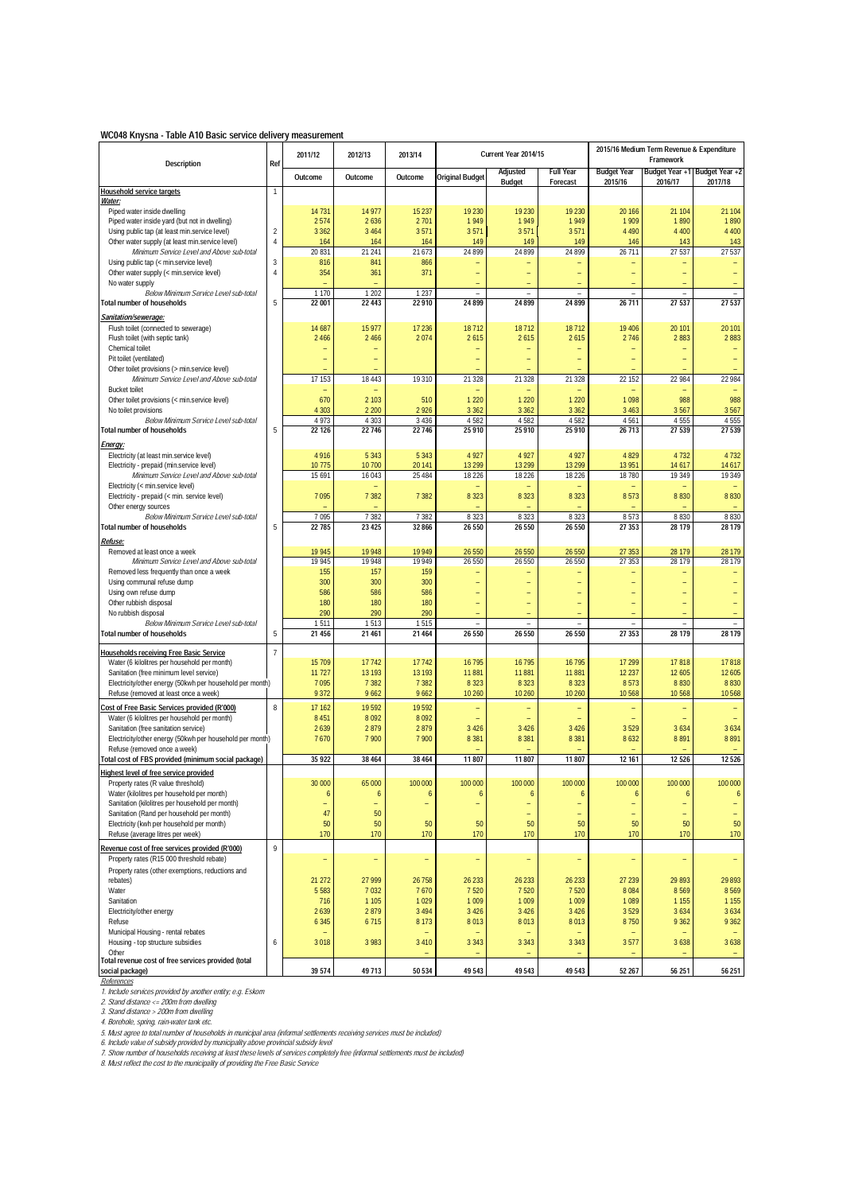## WC048 Knysna - Table A10 Basic service delivery measurement

| Description | Ref | 2011/12 | 2012/13 | 2013/14 | Current Year 2014/15 | | | 2015/16 Medium Term Revenue & Expenditure Framework | | |
|---|---|---|---|---|---|---|---|---|---|---|
| | | Outcome | Outcome | Outcome | Original Budget | Adjusted Budget | Full Year Forecast | Budget Year 2015/16 | Budget Year +1 2016/17 | Budget Year +2 2017/18 |
| **Household service targets** | 1 | | | | | | | | | |
| ***Water:*** | | | | | | | | | | |
| Piped water inside dwelling | | 14 731 | 14 977 | 15 237 | 19 230 | 19 230 | 19 230 | 20 166 | 21 104 | 21 104 |
| Piped water inside yard (but not in dwelling) | | 2 574 | 2 636 | 2 701 | 1 949 | 1 949 | 1 949 | 1 909 | 1 890 | 1 890 |
| Using public tap (at least min.service level) | 2 | 3 362 | 3 464 | 3 571 | 3 571 | 3 571 | 3 571 | 4 490 | 4 400 | 4 400 |
| Other water supply (at least min.service level) | 4 | 164 | 164 | 164 | 149 | 149 | 149 | 146 | 143 | 143 |
| *Minimum Service Level and Above sub-total* | | 20 831 | 21 241 | 21 673 | 24 899 | 24 899 | 24 899 | 26 711 | 27 537 | 27 537 |
| Using public tap (< min.service level) | 3 | 816 | 841 | 866 | – | – | – | – | – | – |
| Other water supply (< min.service level) | 4 | 354 | 361 | 371 | – | – | – | – | – | – |
| No water supply | | – | – | | – | – | – | – | – | – |
| *Below Minimum Service Level sub-total* | | 1 170 | 1 202 | 1 237 | – | – | – | – | – | – |
| **Total number of households** | 5 | 22 001 | 22 443 | 22 910 | 24 899 | 24 899 | 24 899 | 26 711 | 27 537 | 27 537 |
| ***Sanitation/sewerage:*** | | | | | | | | | | |
| Flush toilet (connected to sewerage) | | 14 687 | 15 977 | 17 236 | 18 712 | 18 712 | 18 712 | 19 406 | 20 101 | 20 101 |
| Flush toilet (with septic tank) | | 2 466 | 2 466 | 2 074 | 2 615 | 2 615 | 2 615 | 2 746 | 2 883 | 2 883 |
| Chemical toilet | | – | – | | – | – | – | – | – | – |
| Pit toilet (ventilated) | | – | – | | – | – | – | – | – | – |
| Other toilet provisions (> min.service level) | | – | – | | – | – | – | – | – | – |
| *Minimum Service Level and Above sub-total* | | 17 153 | 18 443 | 19 310 | 21 328 | 21 328 | 21 328 | 22 152 | 22 984 | 22 984 |
| Bucket toilet | | – | – | | – | – | – | – | – | – |
| Other toilet provisions (< min.service level) | | 670 | 2 103 | 510 | 1 220 | 1 220 | 1 220 | 1 098 | 988 | 988 |
| No toilet provisions | | 4 303 | 2 200 | 2 926 | 3 362 | 3 362 | 3 362 | 3 463 | 3 567 | 3 567 |
| *Below Minimum Service Level sub-total* | | 4 973 | 4 303 | 3 436 | 4 582 | 4 582 | 4 582 | 4 561 | 4 555 | 4 555 |
| **Total number of households** | 5 | 22 126 | 22 746 | 22 746 | 25 910 | 25 910 | 25 910 | 26 713 | 27 539 | 27 539 |
| ***Energy:*** | | | | | | | | | | |
| Electricity (at least min.service level) | | 4 916 | 5 343 | 5 343 | 4 927 | 4 927 | 4 927 | 4 829 | 4 732 | 4 732 |
| Electricity - prepaid (min.service level) | | 10 775 | 10 700 | 20 141 | 13 299 | 13 299 | 13 299 | 13 951 | 14 617 | 14 617 |
| *Minimum Service Level and Above sub-total* | | 15 691 | 16 043 | 25 484 | 18 226 | 18 226 | 18 226 | 18 780 | 19 349 | 19 349 |
| Electricity (< min.service level) | | – | – | | – | – | – | – | – | – |
| Electricity - prepaid (< min. service level) | | 7 095 | 7 382 | 7 382 | 8 323 | 8 323 | 8 323 | 8 573 | 8 830 | 8 830 |
| Other energy sources | | – | – | | – | – | – | – | – | – |
| *Below Minimum Service Level sub-total* | | 7 095 | 7 382 | 7 382 | 8 323 | 8 323 | 8 323 | 8 573 | 8 830 | 8 830 |
| **Total number of households** | 5 | 22 785 | 23 425 | 32 866 | 26 550 | 26 550 | 26 550 | 27 353 | 28 179 | 28 179 |
| ***Refuse:*** | | | | | | | | | | |
| Removed at least once a week | | 19 945 | 19 948 | 19 949 | 26 550 | 26 550 | 26 550 | 27 353 | 28 179 | 28 179 |
| *Minimum Service Level and Above sub-total* | | 19 945 | 19 948 | 19 949 | 26 550 | 26 550 | 26 550 | 27 353 | 28 179 | 28 179 |
| Removed less frequently than once a week | | 155 | 157 | 159 | – | – | – | – | – | – |
| Using communal refuse dump | | 300 | 300 | 300 | – | – | – | – | – | – |
| Using own refuse dump | | 586 | 586 | 586 | – | – | – | – | – | – |
| Other rubbish disposal | | 180 | 180 | 180 | – | – | – | – | – | – |
| No rubbish disposal | | 290 | 290 | 290 | – | – | – | – | – | – |
| *Below Minimum Service Level sub-total* | | 1 511 | 1 513 | 1 515 | – | – | – | – | – | – |
| **Total number of households** | 5 | 21 456 | 21 461 | 21 464 | 26 550 | 26 550 | 26 550 | 27 353 | 28 179 | 28 179 |
| **Households receiving Free Basic Service** | 7 | | | | | | | | | |
| Water (6 kilolitres per household per month) | | 15 709 | 17 742 | 17 742 | 16 795 | 16 795 | 16 795 | 17 299 | 17 818 | 17 818 |
| Sanitation (free minimum level service) | | 11 727 | 13 193 | 13 193 | 11 881 | 11 881 | 11 881 | 12 237 | 12 605 | 12 605 |
| Electricity/other energy (50kwh per household per month) | | 7 095 | 7 382 | 7 382 | 8 323 | 8 323 | 8 323 | 8 573 | 8 830 | 8 830 |
| Refuse (removed at least once a week) | | 9 372 | 9 662 | 9 662 | 10 260 | 10 260 | 10 260 | 10 568 | 10 568 | 10 568 |
| **Cost of Free Basic Services provided (R'000)** | 8 | 17 162 | 19 592 | 19 592 | – | – | – | – | – | – |
| Water (6 kilolitres per household per month) | | 8 451 | 8 092 | 8 092 | – | – | – | – | – | – |
| Sanitation (free sanitation service) | | 2 639 | 2 879 | 2 879 | 3 426 | 3 426 | 3 426 | 3 529 | 3 634 | 3 634 |
| Electricity/other energy (50kwh per household per month) | | 7 670 | 7 900 | 7 900 | 8 381 | 8 381 | 8 381 | 8 632 | 8 891 | 8 891 |
| Refuse (removed once a week) | | | | | – | – | – | – | – | – |
| **Total cost of FBS provided (minimum social package)** | | 35 922 | 38 464 | 38 464 | 11 807 | 11 807 | 11 807 | 12 161 | 12 526 | 12 526 |
| **Highest level of free service provided** | | | | | | | | | | |
| Property rates (R value threshold) | | 30 000 | 65 000 | 100 000 | 100 000 | 100 000 | 100 000 | 100 000 | 100 000 | 100 000 |
| Water (kilolitres per household per month) | | 6 | 6 | 6 | 6 | 6 | 6 | 6 | 6 | 6 |
| Sanitation (kilolitres per household per month) | | – | – | – | – | – | – | – | – | – |
| Sanitation (Rand per household per month) | | 47 | 50 | | | – | – | – | – | – |
| Electricity (kwh per household per month) | | 50 | 50 | 50 | 50 | 50 | 50 | 50 | 50 | 50 |
| Refuse (average litres per week) | | 170 | 170 | 170 | 170 | 170 | 170 | 170 | 170 | 170 |
| **Revenue cost of free services provided (R'000)** | 9 | | | | | | | | | |
| Property rates (R15 000 threshold rebate) | | – | – | – | – | – | – | – | – | – |
| Property rates (other exemptions, reductions and rebates) | | 21 272 | 27 999 | 26 758 | 26 233 | 26 233 | 26 233 | 27 239 | 29 893 | 29 893 |
| Water | | 5 583 | 7 032 | 7 670 | 7 520 | 7 520 | 7 520 | 8 084 | 8 569 | 8 569 |
| Sanitation | | 716 | 1 105 | 1 029 | 1 009 | 1 009 | 1 009 | 1 089 | 1 155 | 1 155 |
| Electricity/other energy | | 2 639 | 2 879 | 3 494 | 3 426 | 3 426 | 3 426 | 3 529 | 3 634 | 3 634 |
| Refuse | | 6 345 | 6 715 | 8 173 | 8 013 | 8 013 | 8 013 | 8 750 | 9 362 | 9 362 |
| Municipal Housing - rental rebates | | – | | – | – | – | – | – | – | – |
| Housing - top structure subsidies | 6 | 3 018 | 3 983 | 3 410 | 3 343 | 3 343 | 3 343 | 3 577 | 3 638 | 3 638 |
| Other | | | | – | – | – | – | – | – | – |
| **Total revenue cost of free services provided (total social package)** | | 39 574 | 49 713 | 50 534 | 49 543 | 49 543 | 49 543 | 52 267 | 56 251 | 56 251 |

*References*

*1. Include services provided by another entity; e.g. Eskom*

*2. Stand distance <= 200m from dwelling*

*3. Stand distance > 200m from dwelling*

*4. Borehole, spring, rain-water tank etc.*

*5. Must agree to total number of households in municipal area (informal settlements receiving services must be included)*

*6. Include value of subsidy provided by municipality above provincial subsidy level*

*7. Show number of households receiving at least these levels of services completely free (informal settlements must be included)*

*8. Must reflect the cost to the municipality of providing the Free Basic Service*